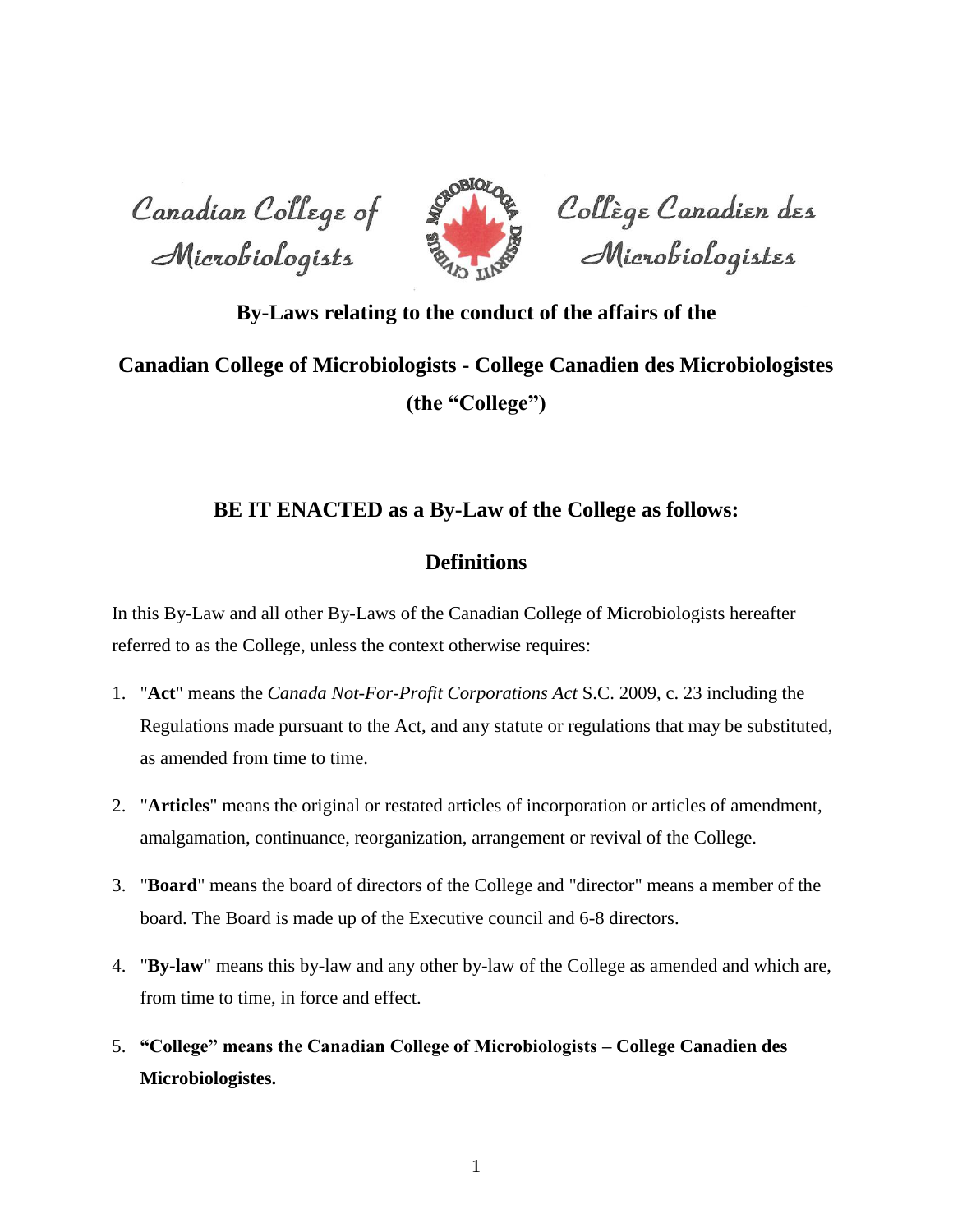Canadian College of Microbiologists

Collège Canadien des Microbiologistes

**By-Laws relating to the conduct of the affairs of the**

**Canadian College of Microbiologists - College Canadien des Microbiologistes (the "College")**

## BE IT ENACTED as a By-Law of the College as follows:

### Definitions

In this By-Law and all other By-Laws of the Canadian College of Microbiologists hereafter referred to as the College, unless the context otherwise requires:

1. "**Act**" means the *Canada Not-For-Profit Corporations Act* S.C. 2009, c. 23 including the Regulations made pursuant to the Act, and any statute or regulations that may be substituted, as amended from time to time.

2. "**Articles**" means the original or restated articles of incorporation or articles of amendment, amalgamation, continuance, reorganization, arrangement or revival of the College.

3. "**Board**" means the board of directors of the College and "director" means a member of the board. The Board is made up of the Executive council and 6-8 directors.

4. "**By-law**" means this by-law and any other by-law of the College as amended and which are, from time to time, in force and effect.

5. **"College" means the Canadian College of Microbiologists – College Canadien des Microbiologistes.**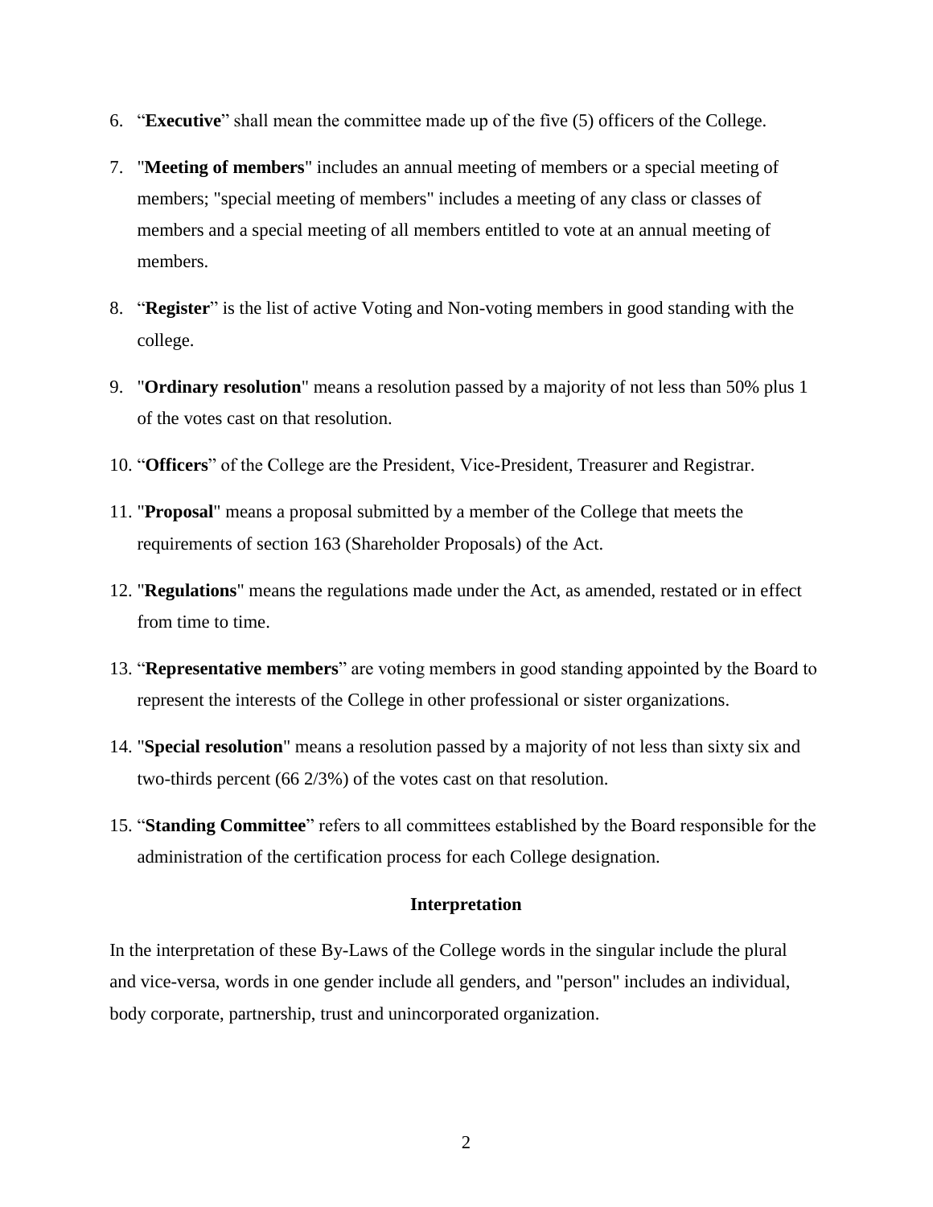6. "**Executive**" shall mean the committee made up of the five (5) officers of the College.
7. "**Meeting of members**" includes an annual meeting of members or a special meeting of members; "special meeting of members" includes a meeting of any class or classes of members and a special meeting of all members entitled to vote at an annual meeting of members.
8. "**Register**" is the list of active Voting and Non-voting members in good standing with the college.
9. "**Ordinary resolution**" means a resolution passed by a majority of not less than 50% plus 1 of the votes cast on that resolution.
10. "**Officers**" of the College are the President, Vice-President, Treasurer and Registrar.
11. "**Proposal**" means a proposal submitted by a member of the College that meets the requirements of section 163 (Shareholder Proposals) of the Act.
12. "**Regulations**" means the regulations made under the Act, as amended, restated or in effect from time to time.
13. "**Representative members**" are voting members in good standing appointed by the Board to represent the interests of the College in other professional or sister organizations.
14. "**Special resolution**" means a resolution passed by a majority of not less than sixty six and two-thirds percent (66 2/3%) of the votes cast on that resolution.
15. "**Standing Committee**" refers to all committees established by the Board responsible for the administration of the certification process for each College designation.

**Interpretation**

In the interpretation of these By-Laws of the College words in the singular include the plural and vice-versa, words in one gender include all genders, and "person" includes an individual, body corporate, partnership, trust and unincorporated organization.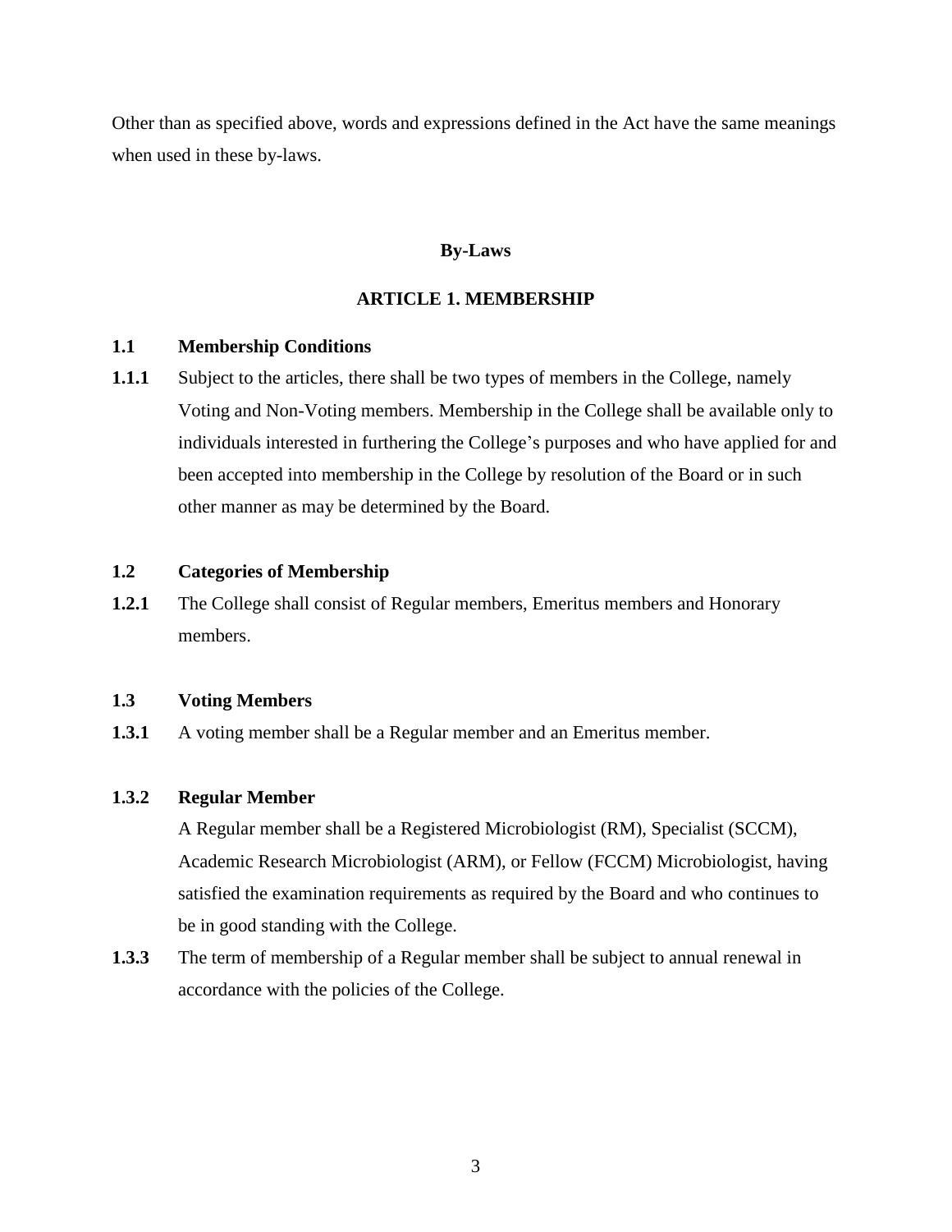Other than as specified above, words and expressions defined in the Act have the same meanings when used in these by-laws.

## By-Laws

## ARTICLE 1. MEMBERSHIP

### 1.1 Membership Conditions

**1.1.1** Subject to the articles, there shall be two types of members in the College, namely Voting and Non-Voting members. Membership in the College shall be available only to individuals interested in furthering the College's purposes and who have applied for and been accepted into membership in the College by resolution of the Board or in such other manner as may be determined by the Board.

### 1.2 Categories of Membership

**1.2.1** The College shall consist of Regular members, Emeritus members and Honorary members.

### 1.3 Voting Members

**1.3.1** A voting member shall be a Regular member and an Emeritus member.

#### 1.3.2 Regular Member

A Regular member shall be a Registered Microbiologist (RM), Specialist (SCCM), Academic Research Microbiologist (ARM), or Fellow (FCCM) Microbiologist, having satisfied the examination requirements as required by the Board and who continues to be in good standing with the College.

**1.3.3** The term of membership of a Regular member shall be subject to annual renewal in accordance with the policies of the College.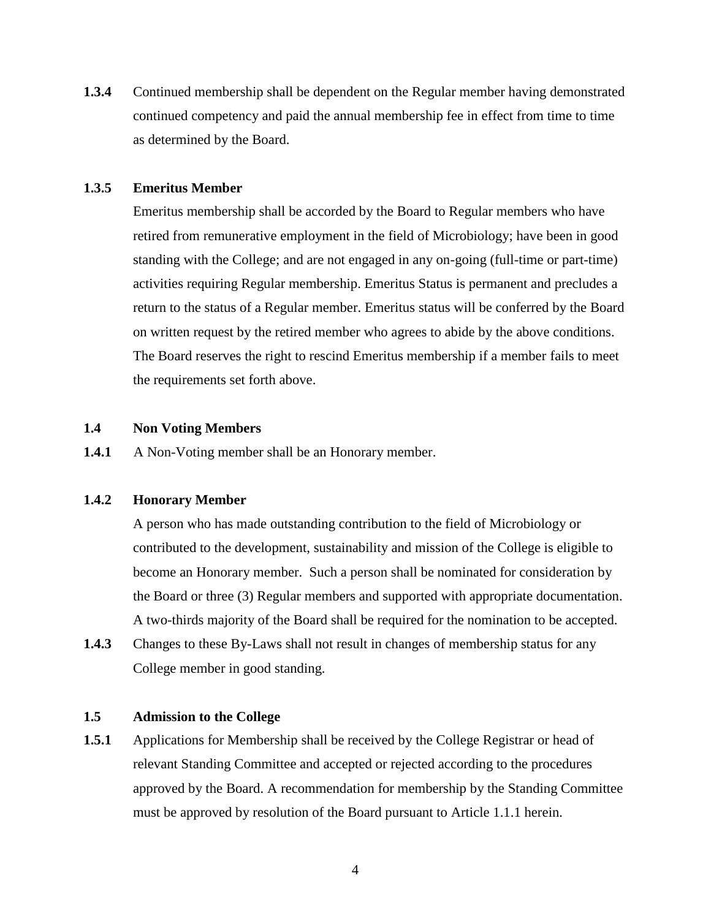**1.3.4** Continued membership shall be dependent on the Regular member having demonstrated continued competency and paid the annual membership fee in effect from time to time as determined by the Board.

**1.3.5 Emeritus Member**

Emeritus membership shall be accorded by the Board to Regular members who have retired from remunerative employment in the field of Microbiology; have been in good standing with the College; and are not engaged in any on-going (full-time or part-time) activities requiring Regular membership. Emeritus Status is permanent and precludes a return to the status of a Regular member. Emeritus status will be conferred by the Board on written request by the retired member who agrees to abide by the above conditions. The Board reserves the right to rescind Emeritus membership if a member fails to meet the requirements set forth above.

**1.4 Non Voting Members**

**1.4.1** A Non-Voting member shall be an Honorary member.

**1.4.2 Honorary Member**

A person who has made outstanding contribution to the field of Microbiology or contributed to the development, sustainability and mission of the College is eligible to become an Honorary member. Such a person shall be nominated for consideration by the Board or three (3) Regular members and supported with appropriate documentation. A two-thirds majority of the Board shall be required for the nomination to be accepted.

**1.4.3** Changes to these By-Laws shall not result in changes of membership status for any College member in good standing.

**1.5 Admission to the College**

**1.5.1** Applications for Membership shall be received by the College Registrar or head of relevant Standing Committee and accepted or rejected according to the procedures approved by the Board. A recommendation for membership by the Standing Committee must be approved by resolution of the Board pursuant to Article 1.1.1 herein.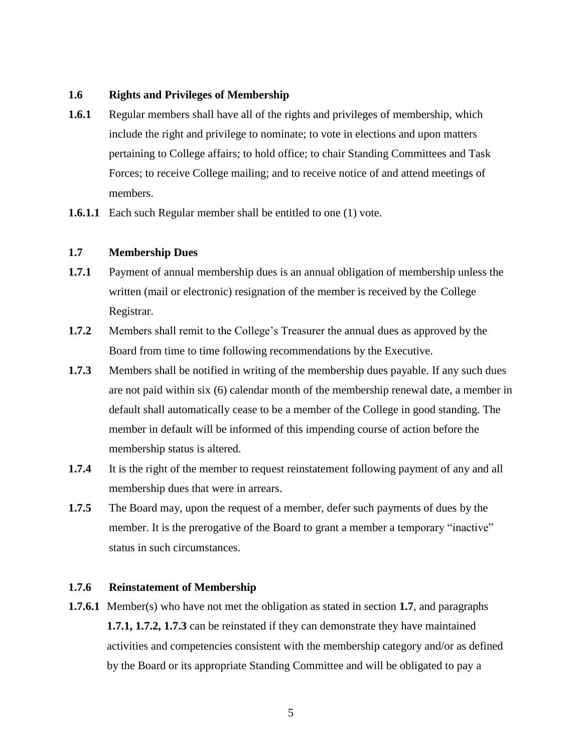### **1.6 Rights and Privileges of Membership**

**1.6.1** Regular members shall have all of the rights and privileges of membership, which include the right and privilege to nominate; to vote in elections and upon matters pertaining to College affairs; to hold office; to chair Standing Committees and Task Forces; to receive College mailing; and to receive notice of and attend meetings of members.

**1.6.1.1** Each such Regular member shall be entitled to one (1) vote.

### **1.7 Membership Dues**

**1.7.1** Payment of annual membership dues is an annual obligation of membership unless the written (mail or electronic) resignation of the member is received by the College Registrar.

**1.7.2** Members shall remit to the College's Treasurer the annual dues as approved by the Board from time to time following recommendations by the Executive.

**1.7.3** Members shall be notified in writing of the membership dues payable. If any such dues are not paid within six (6) calendar month of the membership renewal date, a member in default shall automatically cease to be a member of the College in good standing. The member in default will be informed of this impending course of action before the membership status is altered.

**1.7.4** It is the right of the member to request reinstatement following payment of any and all membership dues that were in arrears.

**1.7.5** The Board may, upon the request of a member, defer such payments of dues by the member. It is the prerogative of the Board to grant a member a temporary "inactive" status in such circumstances.

### **1.7.6 Reinstatement of Membership**

**1.7.6.1** Member(s) who have not met the obligation as stated in section **1.7**, and paragraphs **1.7.1, 1.7.2, 1.7.3** can be reinstated if they can demonstrate they have maintained activities and competencies consistent with the membership category and/or as defined by the Board or its appropriate Standing Committee and will be obligated to pay a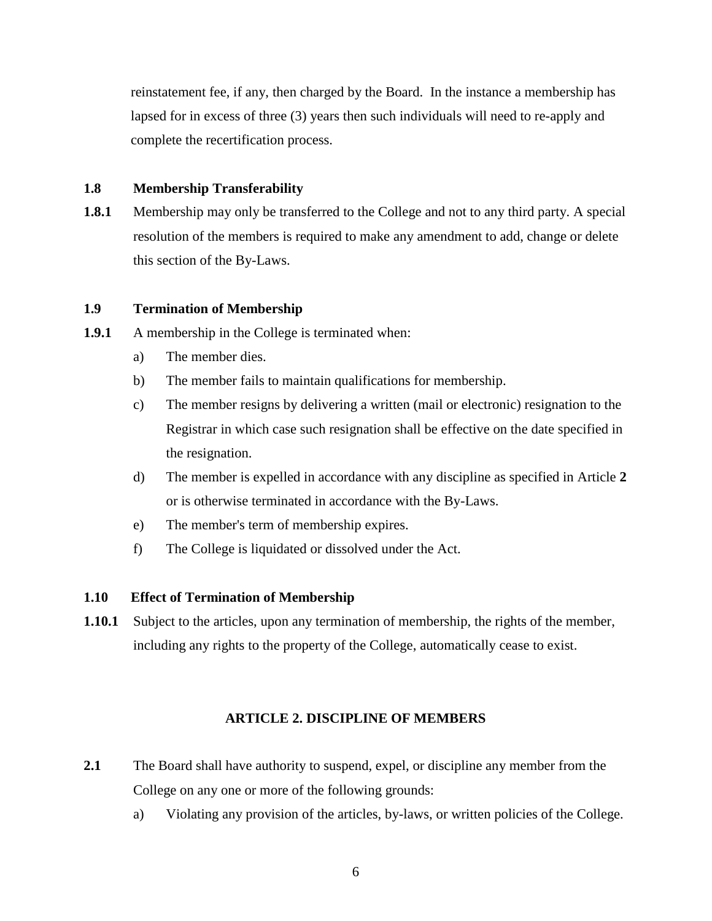reinstatement fee, if any, then charged by the Board. In the instance a membership has lapsed for in excess of three (3) years then such individuals will need to re-apply and complete the recertification process.

### 1.8 Membership Transferability

**1.8.1** Membership may only be transferred to the College and not to any third party. A special resolution of the members is required to make any amendment to add, change or delete this section of the By-Laws.

### 1.9 Termination of Membership

**1.9.1** A membership in the College is terminated when:

a) The member dies.

b) The member fails to maintain qualifications for membership.

c) The member resigns by delivering a written (mail or electronic) resignation to the Registrar in which case such resignation shall be effective on the date specified in the resignation.

d) The member is expelled in accordance with any discipline as specified in Article **2** or is otherwise terminated in accordance with the By-Laws.

e) The member's term of membership expires.

f) The College is liquidated or dissolved under the Act.

### 1.10 Effect of Termination of Membership

**1.10.1** Subject to the articles, upon any termination of membership, the rights of the member, including any rights to the property of the College, automatically cease to exist.

## ARTICLE 2. DISCIPLINE OF MEMBERS

**2.1** The Board shall have authority to suspend, expel, or discipline any member from the College on any one or more of the following grounds:

a) Violating any provision of the articles, by-laws, or written policies of the College.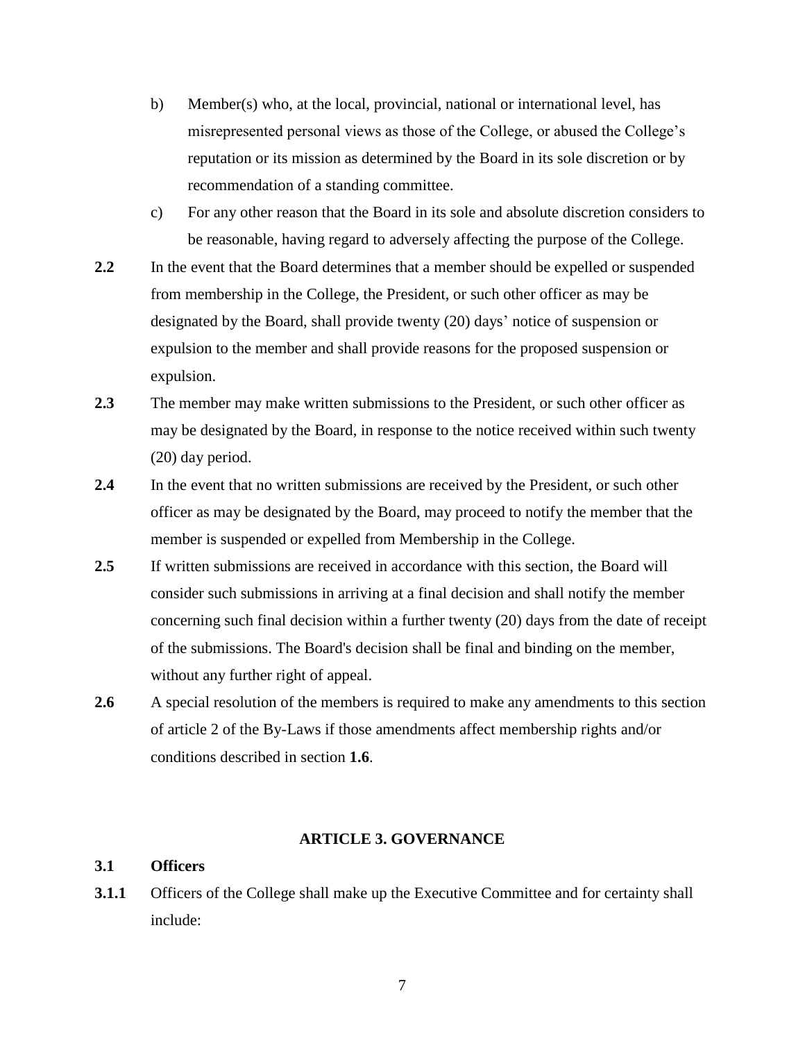b) Member(s) who, at the local, provincial, national or international level, has misrepresented personal views as those of the College, or abused the College's reputation or its mission as determined by the Board in its sole discretion or by recommendation of a standing committee.

c) For any other reason that the Board in its sole and absolute discretion considers to be reasonable, having regard to adversely affecting the purpose of the College.

**2.2** In the event that the Board determines that a member should be expelled or suspended from membership in the College, the President, or such other officer as may be designated by the Board, shall provide twenty (20) days' notice of suspension or expulsion to the member and shall provide reasons for the proposed suspension or expulsion.

**2.3** The member may make written submissions to the President, or such other officer as may be designated by the Board, in response to the notice received within such twenty (20) day period.

**2.4** In the event that no written submissions are received by the President, or such other officer as may be designated by the Board, may proceed to notify the member that the member is suspended or expelled from Membership in the College.

**2.5** If written submissions are received in accordance with this section, the Board will consider such submissions in arriving at a final decision and shall notify the member concerning such final decision within a further twenty (20) days from the date of receipt of the submissions. The Board's decision shall be final and binding on the member, without any further right of appeal.

**2.6** A special resolution of the members is required to make any amendments to this section of article 2 of the By-Laws if those amendments affect membership rights and/or conditions described in section **1.6**.

## ARTICLE 3. GOVERNANCE

### 3.1 Officers

**3.1.1** Officers of the College shall make up the Executive Committee and for certainty shall include: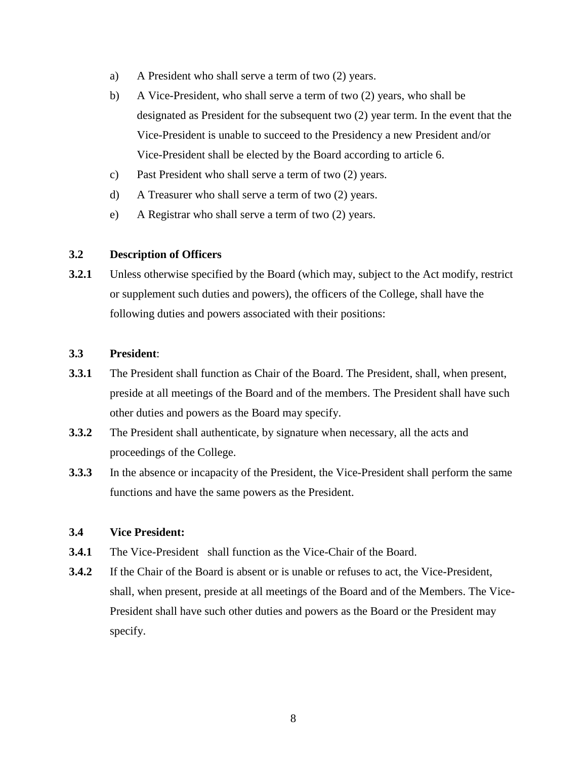a) A President who shall serve a term of two (2) years.

b) A Vice-President, who shall serve a term of two (2) years, who shall be designated as President for the subsequent two (2) year term. In the event that the Vice-President is unable to succeed to the Presidency a new President and/or Vice-President shall be elected by the Board according to article 6.

c) Past President who shall serve a term of two (2) years.

d) A Treasurer who shall serve a term of two (2) years.

e) A Registrar who shall serve a term of two (2) years.

**3.2 Description of Officers**

**3.2.1** Unless otherwise specified by the Board (which may, subject to the Act modify, restrict or supplement such duties and powers), the officers of the College, shall have the following duties and powers associated with their positions:

**3.3 President**:

**3.3.1** The President shall function as Chair of the Board. The President, shall, when present, preside at all meetings of the Board and of the members. The President shall have such other duties and powers as the Board may specify.

**3.3.2** The President shall authenticate, by signature when necessary, all the acts and proceedings of the College.

**3.3.3** In the absence or incapacity of the President, the Vice-President shall perform the same functions and have the same powers as the President.

**3.4 Vice President:**

**3.4.1** The Vice-President shall function as the Vice-Chair of the Board.

**3.4.2** If the Chair of the Board is absent or is unable or refuses to act, the Vice-President, shall, when present, preside at all meetings of the Board and of the Members. The Vice-President shall have such other duties and powers as the Board or the President may specify.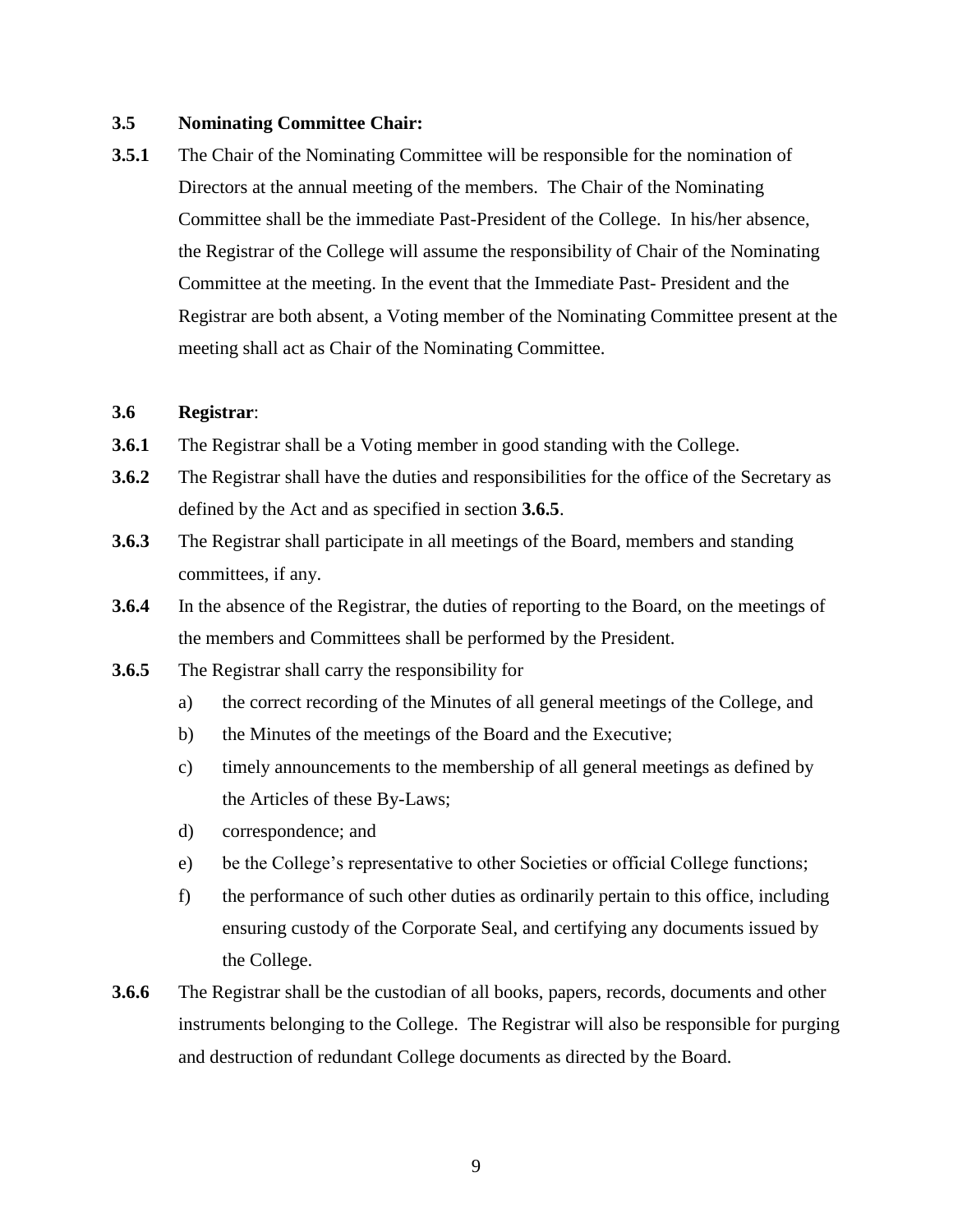**3.5 Nominating Committee Chair:**

**3.5.1** The Chair of the Nominating Committee will be responsible for the nomination of Directors at the annual meeting of the members. The Chair of the Nominating Committee shall be the immediate Past-President of the College. In his/her absence, the Registrar of the College will assume the responsibility of Chair of the Nominating Committee at the meeting. In the event that the Immediate Past- President and the Registrar are both absent, a Voting member of the Nominating Committee present at the meeting shall act as Chair of the Nominating Committee.

**3.6 Registrar**:

**3.6.1** The Registrar shall be a Voting member in good standing with the College.

**3.6.2** The Registrar shall have the duties and responsibilities for the office of the Secretary as defined by the Act and as specified in section **3.6.5**.

**3.6.3** The Registrar shall participate in all meetings of the Board, members and standing committees, if any.

**3.6.4** In the absence of the Registrar, the duties of reporting to the Board, on the meetings of the members and Committees shall be performed by the President.

**3.6.5** The Registrar shall carry the responsibility for

a) the correct recording of the Minutes of all general meetings of the College, and

b) the Minutes of the meetings of the Board and the Executive;

c) timely announcements to the membership of all general meetings as defined by the Articles of these By-Laws;

d) correspondence; and

e) be the College's representative to other Societies or official College functions;

f) the performance of such other duties as ordinarily pertain to this office, including ensuring custody of the Corporate Seal, and certifying any documents issued by the College.

**3.6.6** The Registrar shall be the custodian of all books, papers, records, documents and other instruments belonging to the College. The Registrar will also be responsible for purging and destruction of redundant College documents as directed by the Board.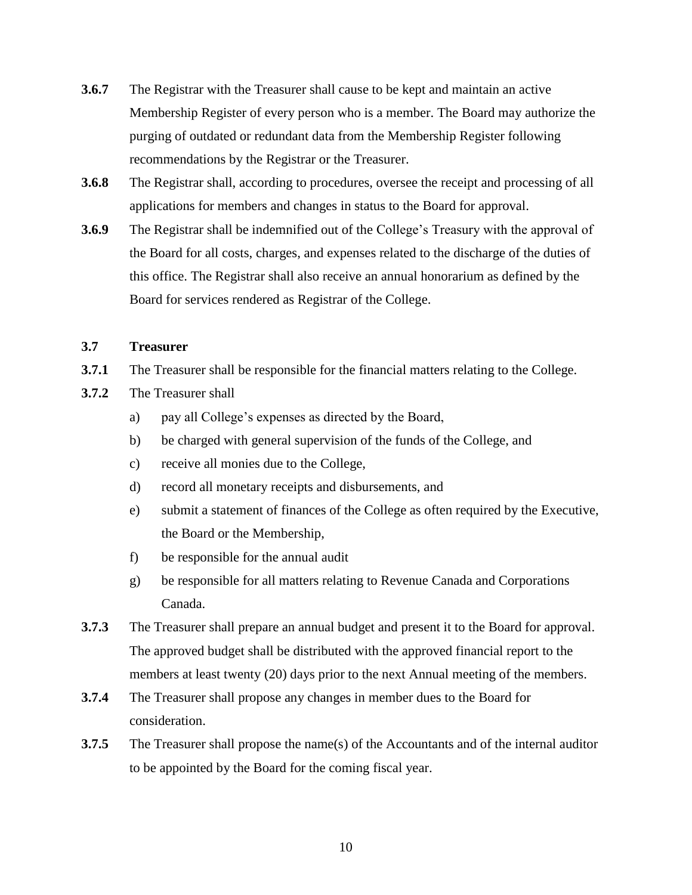**3.6.7** The Registrar with the Treasurer shall cause to be kept and maintain an active Membership Register of every person who is a member. The Board may authorize the purging of outdated or redundant data from the Membership Register following recommendations by the Registrar or the Treasurer.

**3.6.8** The Registrar shall, according to procedures, oversee the receipt and processing of all applications for members and changes in status to the Board for approval.

**3.6.9** The Registrar shall be indemnified out of the College's Treasury with the approval of the Board for all costs, charges, and expenses related to the discharge of the duties of this office. The Registrar shall also receive an annual honorarium as defined by the Board for services rendered as Registrar of the College.

### 3.7 Treasurer

**3.7.1** The Treasurer shall be responsible for the financial matters relating to the College.

**3.7.2** The Treasurer shall

a) pay all College's expenses as directed by the Board,

b) be charged with general supervision of the funds of the College, and

c) receive all monies due to the College,

d) record all monetary receipts and disbursements, and

e) submit a statement of finances of the College as often required by the Executive, the Board or the Membership,

f) be responsible for the annual audit

g) be responsible for all matters relating to Revenue Canada and Corporations Canada.

**3.7.3** The Treasurer shall prepare an annual budget and present it to the Board for approval. The approved budget shall be distributed with the approved financial report to the members at least twenty (20) days prior to the next Annual meeting of the members.

**3.7.4** The Treasurer shall propose any changes in member dues to the Board for consideration.

**3.7.5** The Treasurer shall propose the name(s) of the Accountants and of the internal auditor to be appointed by the Board for the coming fiscal year.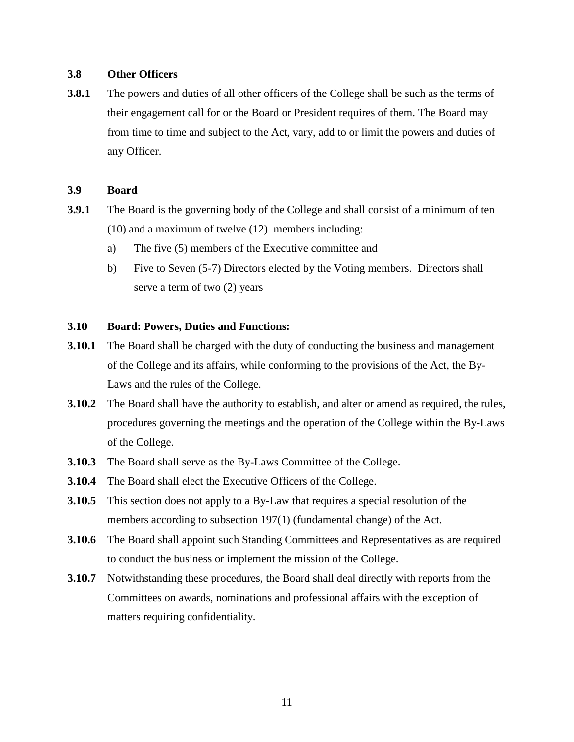### 3.8 Other Officers

**3.8.1** The powers and duties of all other officers of the College shall be such as the terms of their engagement call for or the Board or President requires of them. The Board may from time to time and subject to the Act, vary, add to or limit the powers and duties of any Officer.

### 3.9 Board

**3.9.1** The Board is the governing body of the College and shall consist of a minimum of ten (10) and a maximum of twelve (12) members including:

a) The five (5) members of the Executive committee and

b) Five to Seven (5-7) Directors elected by the Voting members. Directors shall serve a term of two (2) years

### 3.10 Board: Powers, Duties and Functions:

**3.10.1** The Board shall be charged with the duty of conducting the business and management of the College and its affairs, while conforming to the provisions of the Act, the By-Laws and the rules of the College.

**3.10.2** The Board shall have the authority to establish, and alter or amend as required, the rules, procedures governing the meetings and the operation of the College within the By-Laws of the College.

**3.10.3** The Board shall serve as the By-Laws Committee of the College.

**3.10.4** The Board shall elect the Executive Officers of the College.

**3.10.5** This section does not apply to a By-Law that requires a special resolution of the members according to subsection 197(1) (fundamental change) of the Act.

**3.10.6** The Board shall appoint such Standing Committees and Representatives as are required to conduct the business or implement the mission of the College.

**3.10.7** Notwithstanding these procedures, the Board shall deal directly with reports from the Committees on awards, nominations and professional affairs with the exception of matters requiring confidentiality.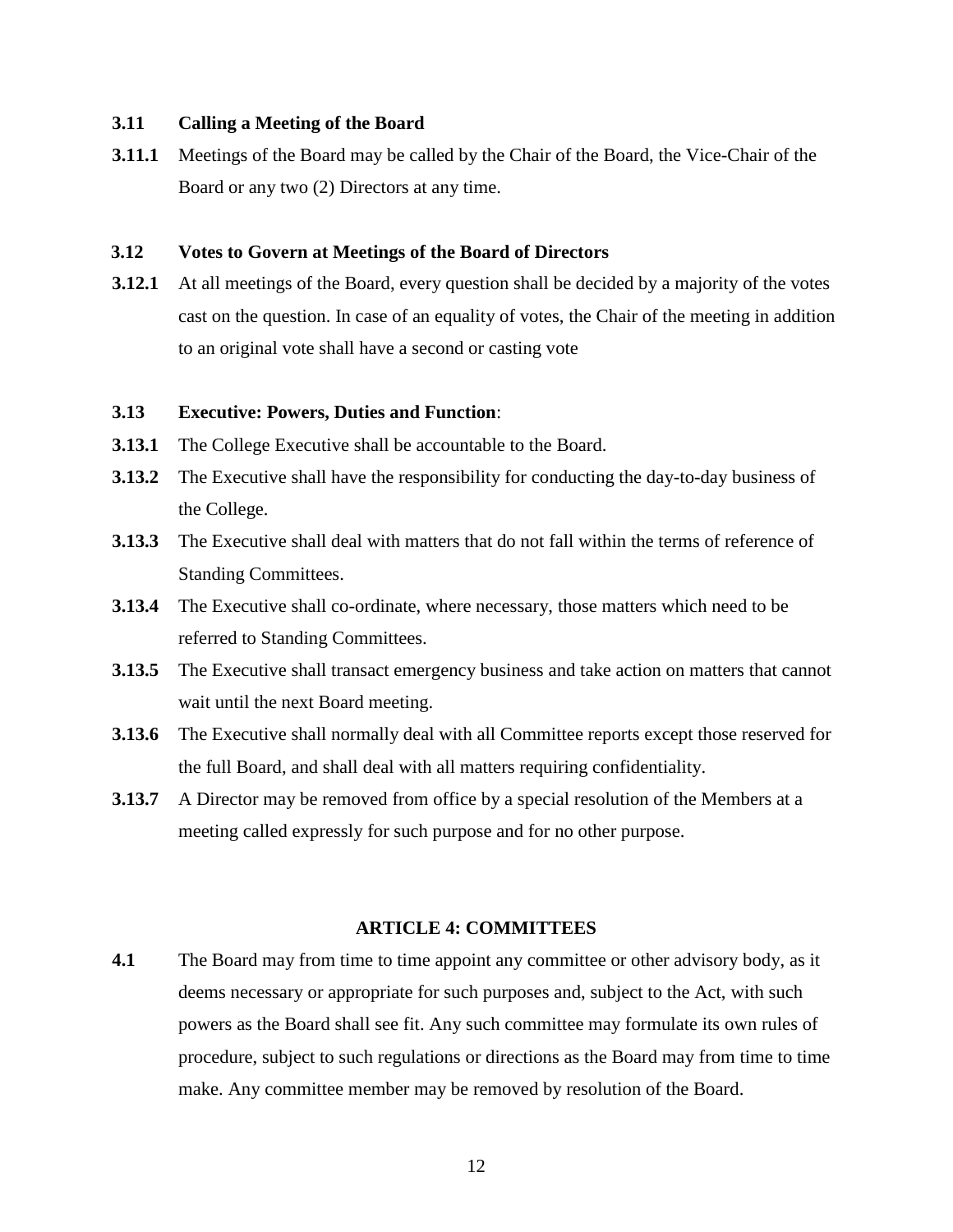**3.11 Calling a Meeting of the Board**

**3.11.1** Meetings of the Board may be called by the Chair of the Board, the Vice-Chair of the Board or any two (2) Directors at any time.

**3.12 Votes to Govern at Meetings of the Board of Directors**

**3.12.1** At all meetings of the Board, every question shall be decided by a majority of the votes cast on the question. In case of an equality of votes, the Chair of the meeting in addition to an original vote shall have a second or casting vote

**3.13 Executive: Powers, Duties and Function**:

**3.13.1** The College Executive shall be accountable to the Board.

**3.13.2** The Executive shall have the responsibility for conducting the day-to-day business of the College.

**3.13.3** The Executive shall deal with matters that do not fall within the terms of reference of Standing Committees.

**3.13.4** The Executive shall co-ordinate, where necessary, those matters which need to be referred to Standing Committees.

**3.13.5** The Executive shall transact emergency business and take action on matters that cannot wait until the next Board meeting.

**3.13.6** The Executive shall normally deal with all Committee reports except those reserved for the full Board, and shall deal with all matters requiring confidentiality.

**3.13.7** A Director may be removed from office by a special resolution of the Members at a meeting called expressly for such purpose and for no other purpose.

## ARTICLE 4: COMMITTEES

**4.1** The Board may from time to time appoint any committee or other advisory body, as it deems necessary or appropriate for such purposes and, subject to the Act, with such powers as the Board shall see fit. Any such committee may formulate its own rules of procedure, subject to such regulations or directions as the Board may from time to time make. Any committee member may be removed by resolution of the Board.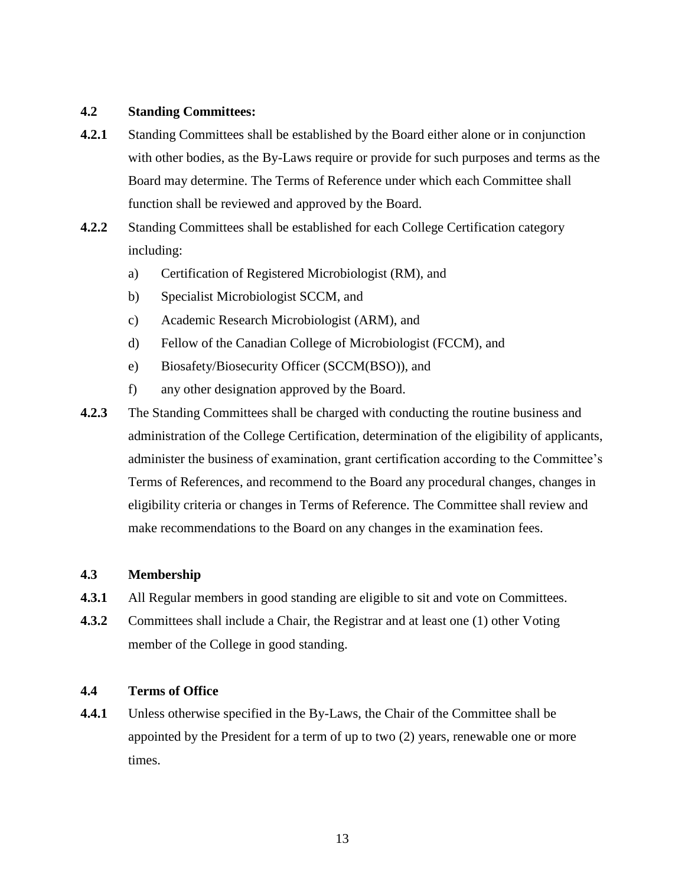**4.2 Standing Committees:**

**4.2.1** Standing Committees shall be established by the Board either alone or in conjunction with other bodies, as the By-Laws require or provide for such purposes and terms as the Board may determine. The Terms of Reference under which each Committee shall function shall be reviewed and approved by the Board.

**4.2.2** Standing Committees shall be established for each College Certification category including:

a) Certification of Registered Microbiologist (RM), and

b) Specialist Microbiologist SCCM, and

c) Academic Research Microbiologist (ARM), and

d) Fellow of the Canadian College of Microbiologist (FCCM), and

e) Biosafety/Biosecurity Officer (SCCM(BSO)), and

f) any other designation approved by the Board.

**4.2.3** The Standing Committees shall be charged with conducting the routine business and administration of the College Certification, determination of the eligibility of applicants, administer the business of examination, grant certification according to the Committee's Terms of References, and recommend to the Board any procedural changes, changes in eligibility criteria or changes in Terms of Reference. The Committee shall review and make recommendations to the Board on any changes in the examination fees.

**4.3 Membership**

**4.3.1** All Regular members in good standing are eligible to sit and vote on Committees.

**4.3.2** Committees shall include a Chair, the Registrar and at least one (1) other Voting member of the College in good standing.

**4.4 Terms of Office**

**4.4.1** Unless otherwise specified in the By-Laws, the Chair of the Committee shall be appointed by the President for a term of up to two (2) years, renewable one or more times.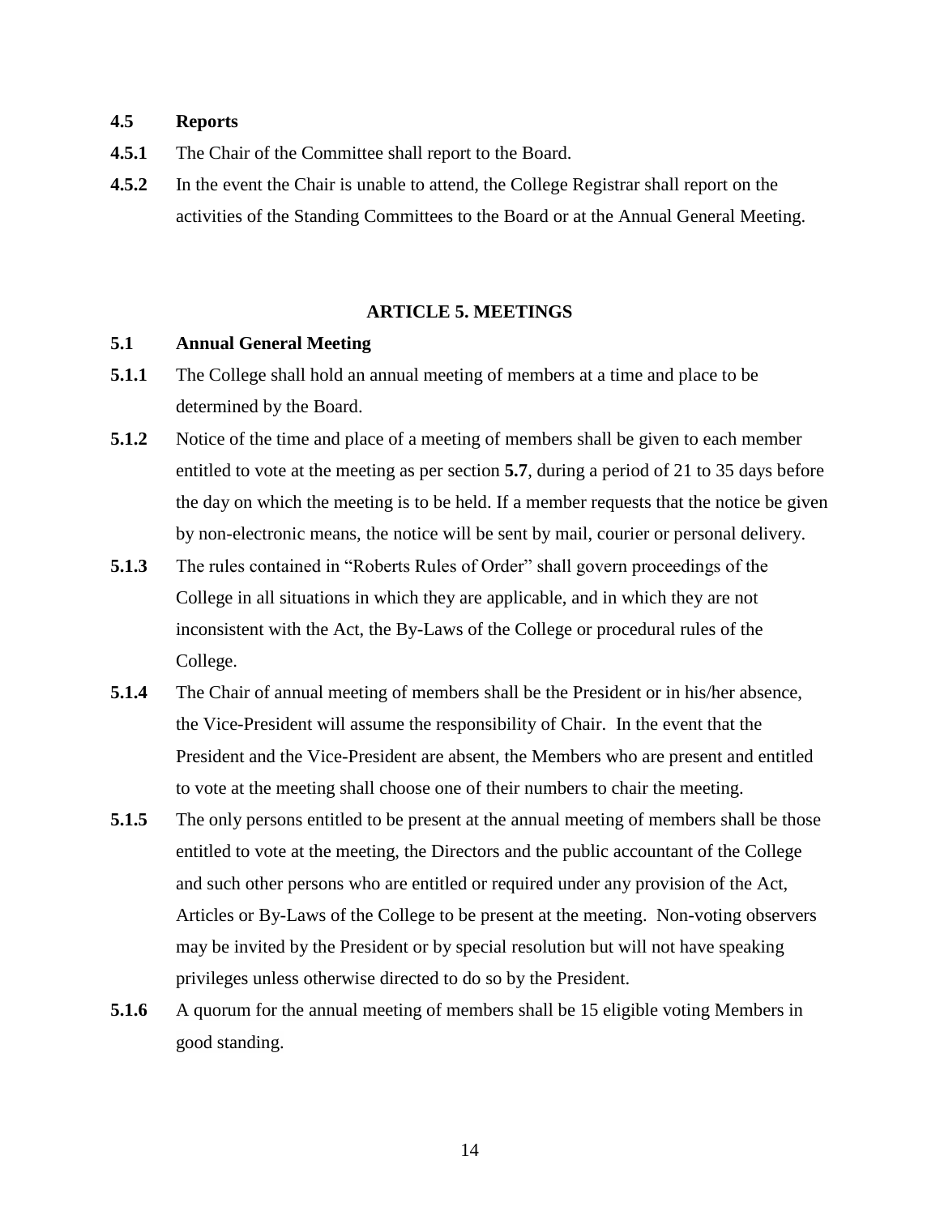**4.5 Reports**

**4.5.1** The Chair of the Committee shall report to the Board.

**4.5.2** In the event the Chair is unable to attend, the College Registrar shall report on the activities of the Standing Committees to the Board or at the Annual General Meeting.

## ARTICLE 5. MEETINGS

**5.1 Annual General Meeting**

**5.1.1** The College shall hold an annual meeting of members at a time and place to be determined by the Board.

**5.1.2** Notice of the time and place of a meeting of members shall be given to each member entitled to vote at the meeting as per section **5.7**, during a period of 21 to 35 days before the day on which the meeting is to be held. If a member requests that the notice be given by non-electronic means, the notice will be sent by mail, courier or personal delivery.

**5.1.3** The rules contained in "Roberts Rules of Order" shall govern proceedings of the College in all situations in which they are applicable, and in which they are not inconsistent with the Act, the By-Laws of the College or procedural rules of the College.

**5.1.4** The Chair of annual meeting of members shall be the President or in his/her absence, the Vice-President will assume the responsibility of Chair. In the event that the President and the Vice-President are absent, the Members who are present and entitled to vote at the meeting shall choose one of their numbers to chair the meeting.

**5.1.5** The only persons entitled to be present at the annual meeting of members shall be those entitled to vote at the meeting, the Directors and the public accountant of the College and such other persons who are entitled or required under any provision of the Act, Articles or By-Laws of the College to be present at the meeting. Non-voting observers may be invited by the President or by special resolution but will not have speaking privileges unless otherwise directed to do so by the President.

**5.1.6** A quorum for the annual meeting of members shall be 15 eligible voting Members in good standing.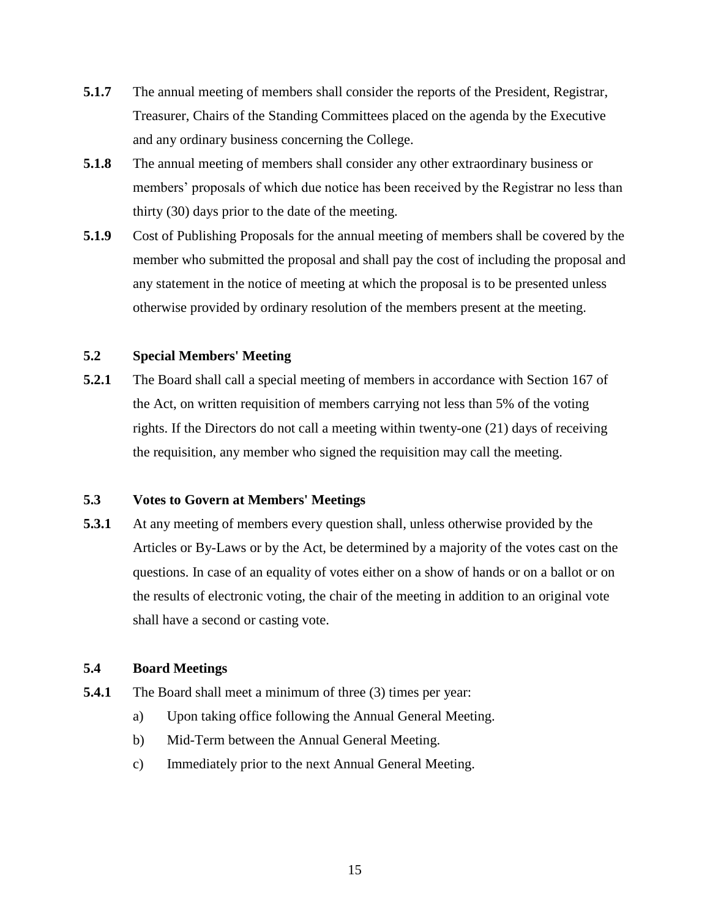**5.1.7** The annual meeting of members shall consider the reports of the President, Registrar, Treasurer, Chairs of the Standing Committees placed on the agenda by the Executive and any ordinary business concerning the College.

**5.1.8** The annual meeting of members shall consider any other extraordinary business or members' proposals of which due notice has been received by the Registrar no less than thirty (30) days prior to the date of the meeting.

**5.1.9** Cost of Publishing Proposals for the annual meeting of members shall be covered by the member who submitted the proposal and shall pay the cost of including the proposal and any statement in the notice of meeting at which the proposal is to be presented unless otherwise provided by ordinary resolution of the members present at the meeting.

**5.2 Special Members' Meeting**

**5.2.1** The Board shall call a special meeting of members in accordance with Section 167 of the Act, on written requisition of members carrying not less than 5% of the voting rights. If the Directors do not call a meeting within twenty-one (21) days of receiving the requisition, any member who signed the requisition may call the meeting.

**5.3 Votes to Govern at Members' Meetings**

**5.3.1** At any meeting of members every question shall, unless otherwise provided by the Articles or By-Laws or by the Act, be determined by a majority of the votes cast on the questions. In case of an equality of votes either on a show of hands or on a ballot or on the results of electronic voting, the chair of the meeting in addition to an original vote shall have a second or casting vote.

**5.4 Board Meetings**

**5.4.1** The Board shall meet a minimum of three (3) times per year:

a) Upon taking office following the Annual General Meeting.

b) Mid-Term between the Annual General Meeting.

c) Immediately prior to the next Annual General Meeting.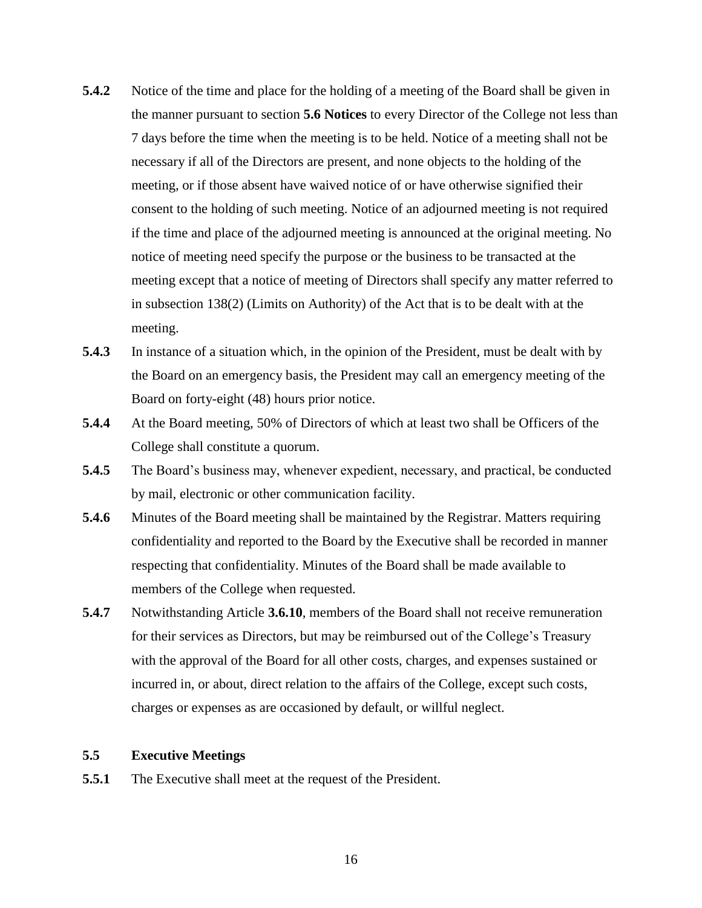**5.4.2** Notice of the time and place for the holding of a meeting of the Board shall be given in the manner pursuant to section **5.6 Notices** to every Director of the College not less than 7 days before the time when the meeting is to be held. Notice of a meeting shall not be necessary if all of the Directors are present, and none objects to the holding of the meeting, or if those absent have waived notice of or have otherwise signified their consent to the holding of such meeting. Notice of an adjourned meeting is not required if the time and place of the adjourned meeting is announced at the original meeting. No notice of meeting need specify the purpose or the business to be transacted at the meeting except that a notice of meeting of Directors shall specify any matter referred to in subsection 138(2) (Limits on Authority) of the Act that is to be dealt with at the meeting.

**5.4.3** In instance of a situation which, in the opinion of the President, must be dealt with by the Board on an emergency basis, the President may call an emergency meeting of the Board on forty-eight (48) hours prior notice.

**5.4.4** At the Board meeting, 50% of Directors of which at least two shall be Officers of the College shall constitute a quorum.

**5.4.5** The Board's business may, whenever expedient, necessary, and practical, be conducted by mail, electronic or other communication facility.

**5.4.6** Minutes of the Board meeting shall be maintained by the Registrar. Matters requiring confidentiality and reported to the Board by the Executive shall be recorded in manner respecting that confidentiality. Minutes of the Board shall be made available to members of the College when requested.

**5.4.7** Notwithstanding Article **3.6.10**, members of the Board shall not receive remuneration for their services as Directors, but may be reimbursed out of the College's Treasury with the approval of the Board for all other costs, charges, and expenses sustained or incurred in, or about, direct relation to the affairs of the College, except such costs, charges or expenses as are occasioned by default, or willful neglect.

### 5.5 Executive Meetings

**5.5.1** The Executive shall meet at the request of the President.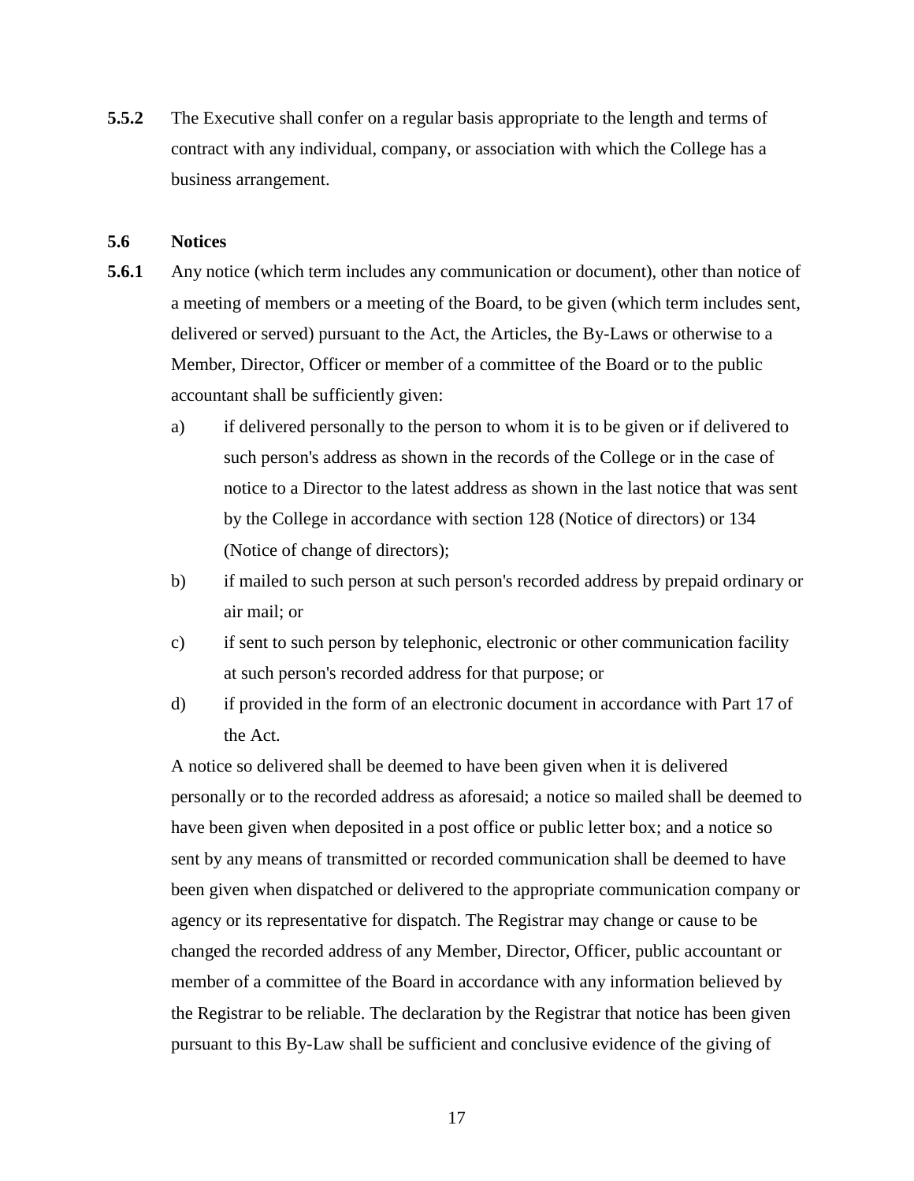**5.5.2** The Executive shall confer on a regular basis appropriate to the length and terms of contract with any individual, company, or association with which the College has a business arrangement.

### 5.6 Notices

**5.6.1** Any notice (which term includes any communication or document), other than notice of a meeting of members or a meeting of the Board, to be given (which term includes sent, delivered or served) pursuant to the Act, the Articles, the By-Laws or otherwise to a Member, Director, Officer or member of a committee of the Board or to the public accountant shall be sufficiently given:

a) if delivered personally to the person to whom it is to be given or if delivered to such person's address as shown in the records of the College or in the case of notice to a Director to the latest address as shown in the last notice that was sent by the College in accordance with section 128 (Notice of directors) or 134 (Notice of change of directors);

b) if mailed to such person at such person's recorded address by prepaid ordinary or air mail; or

c) if sent to such person by telephonic, electronic or other communication facility at such person's recorded address for that purpose; or

d) if provided in the form of an electronic document in accordance with Part 17 of the Act.

A notice so delivered shall be deemed to have been given when it is delivered personally or to the recorded address as aforesaid; a notice so mailed shall be deemed to have been given when deposited in a post office or public letter box; and a notice so sent by any means of transmitted or recorded communication shall be deemed to have been given when dispatched or delivered to the appropriate communication company or agency or its representative for dispatch. The Registrar may change or cause to be changed the recorded address of any Member, Director, Officer, public accountant or member of a committee of the Board in accordance with any information believed by the Registrar to be reliable. The declaration by the Registrar that notice has been given pursuant to this By-Law shall be sufficient and conclusive evidence of the giving of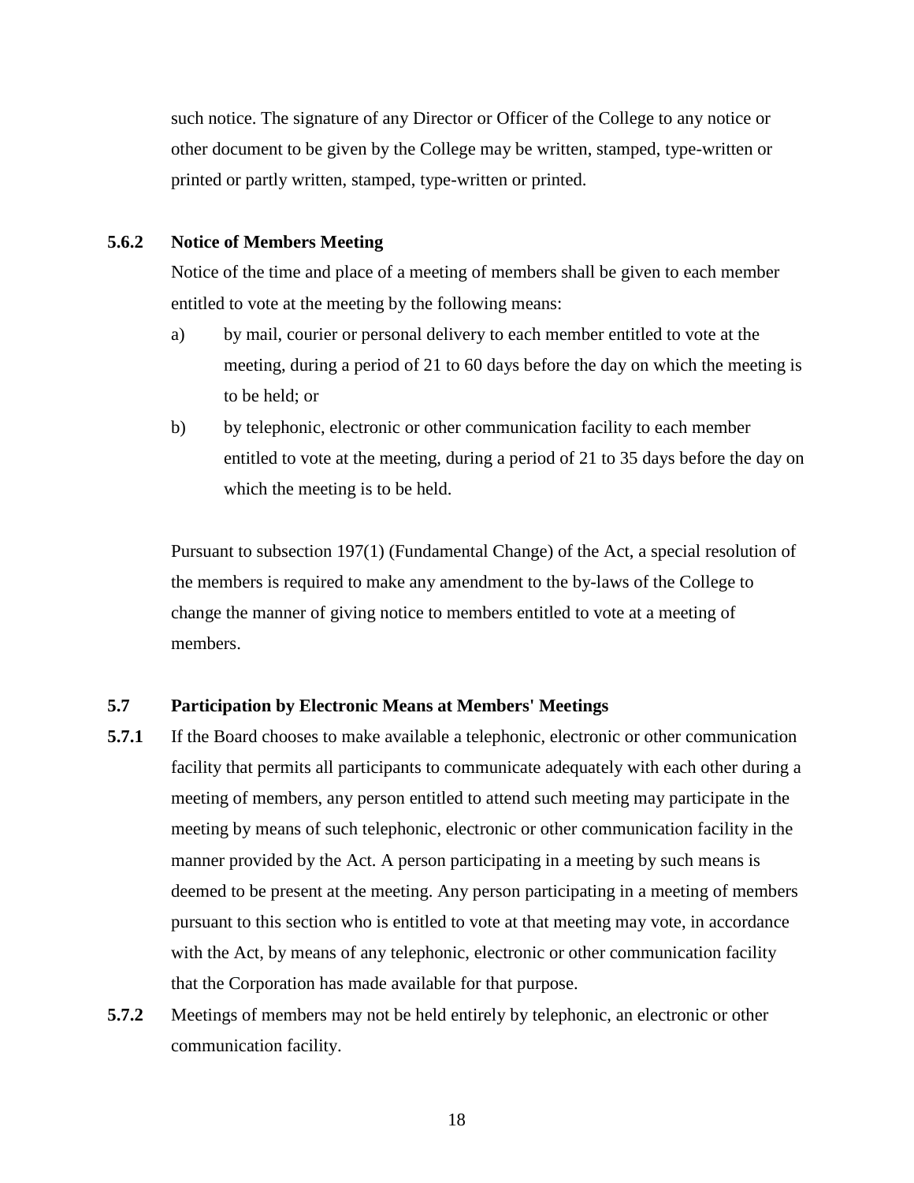such notice. The signature of any Director or Officer of the College to any notice or other document to be given by the College may be written, stamped, type-written or printed or partly written, stamped, type-written or printed.

**5.6.2 Notice of Members Meeting**

Notice of the time and place of a meeting of members shall be given to each member entitled to vote at the meeting by the following means:

a) by mail, courier or personal delivery to each member entitled to vote at the meeting, during a period of 21 to 60 days before the day on which the meeting is to be held; or

b) by telephonic, electronic or other communication facility to each member entitled to vote at the meeting, during a period of 21 to 35 days before the day on which the meeting is to be held.

Pursuant to subsection 197(1) (Fundamental Change) of the Act, a special resolution of the members is required to make any amendment to the by-laws of the College to change the manner of giving notice to members entitled to vote at a meeting of members.

## 5.7 Participation by Electronic Means at Members' Meetings

**5.7.1** If the Board chooses to make available a telephonic, electronic or other communication facility that permits all participants to communicate adequately with each other during a meeting of members, any person entitled to attend such meeting may participate in the meeting by means of such telephonic, electronic or other communication facility in the manner provided by the Act. A person participating in a meeting by such means is deemed to be present at the meeting. Any person participating in a meeting of members pursuant to this section who is entitled to vote at that meeting may vote, in accordance with the Act, by means of any telephonic, electronic or other communication facility that the Corporation has made available for that purpose.

**5.7.2** Meetings of members may not be held entirely by telephonic, an electronic or other communication facility.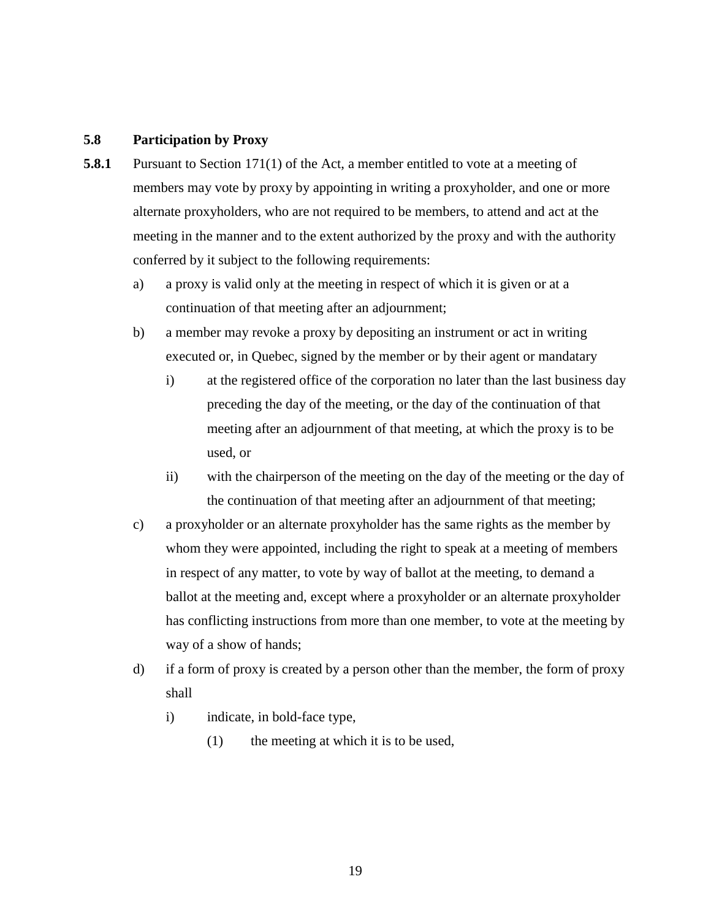### 5.8 Participation by Proxy

**5.8.1** Pursuant to Section 171(1) of the Act, a member entitled to vote at a meeting of members may vote by proxy by appointing in writing a proxyholder, and one or more alternate proxyholders, who are not required to be members, to attend and act at the meeting in the manner and to the extent authorized by the proxy and with the authority conferred by it subject to the following requirements:

- a) a proxy is valid only at the meeting in respect of which it is given or at a continuation of that meeting after an adjournment;
- b) a member may revoke a proxy by depositing an instrument or act in writing executed or, in Quebec, signed by the member or by their agent or mandatary
  - i) at the registered office of the corporation no later than the last business day preceding the day of the meeting, or the day of the continuation of that meeting after an adjournment of that meeting, at which the proxy is to be used, or
  - ii) with the chairperson of the meeting on the day of the meeting or the day of the continuation of that meeting after an adjournment of that meeting;
- c) a proxyholder or an alternate proxyholder has the same rights as the member by whom they were appointed, including the right to speak at a meeting of members in respect of any matter, to vote by way of ballot at the meeting, to demand a ballot at the meeting and, except where a proxyholder or an alternate proxyholder has conflicting instructions from more than one member, to vote at the meeting by way of a show of hands;
- d) if a form of proxy is created by a person other than the member, the form of proxy shall
  - i) indicate, in bold-face type,
    - (1) the meeting at which it is to be used,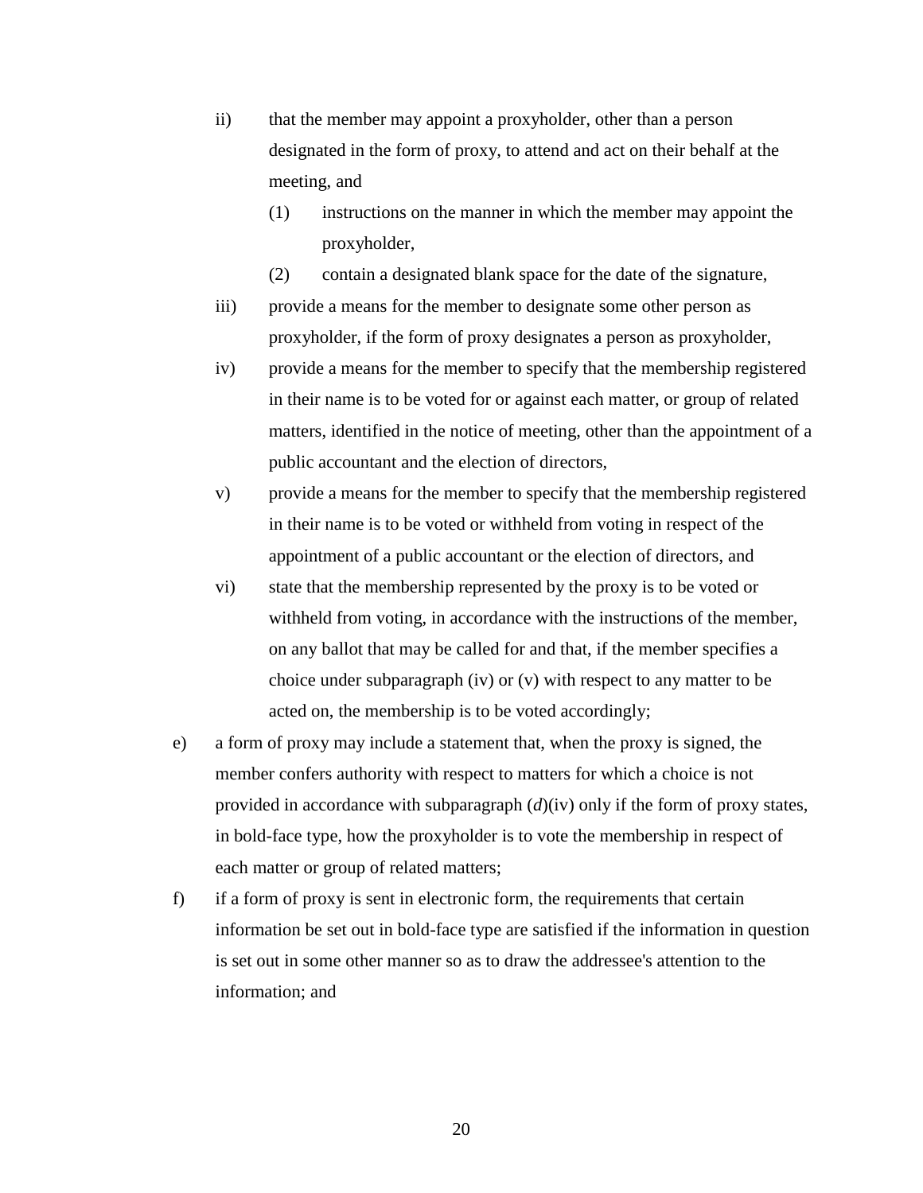- ii) that the member may appoint a proxyholder, other than a person designated in the form of proxy, to attend and act on their behalf at the meeting, and
  - (1) instructions on the manner in which the member may appoint the proxyholder,
  - (2) contain a designated blank space for the date of the signature,
- iii) provide a means for the member to designate some other person as proxyholder, if the form of proxy designates a person as proxyholder,
- iv) provide a means for the member to specify that the membership registered in their name is to be voted for or against each matter, or group of related matters, identified in the notice of meeting, other than the appointment of a public accountant and the election of directors,
- v) provide a means for the member to specify that the membership registered in their name is to be voted or withheld from voting in respect of the appointment of a public accountant or the election of directors, and
- vi) state that the membership represented by the proxy is to be voted or withheld from voting, in accordance with the instructions of the member, on any ballot that may be called for and that, if the member specifies a choice under subparagraph (iv) or (v) with respect to any matter to be acted on, the membership is to be voted accordingly;

e) a form of proxy may include a statement that, when the proxy is signed, the member confers authority with respect to matters for which a choice is not provided in accordance with subparagraph (*d*)(iv) only if the form of proxy states, in bold-face type, how the proxyholder is to vote the membership in respect of each matter or group of related matters;

f) if a form of proxy is sent in electronic form, the requirements that certain information be set out in bold-face type are satisfied if the information in question is set out in some other manner so as to draw the addressee's attention to the information; and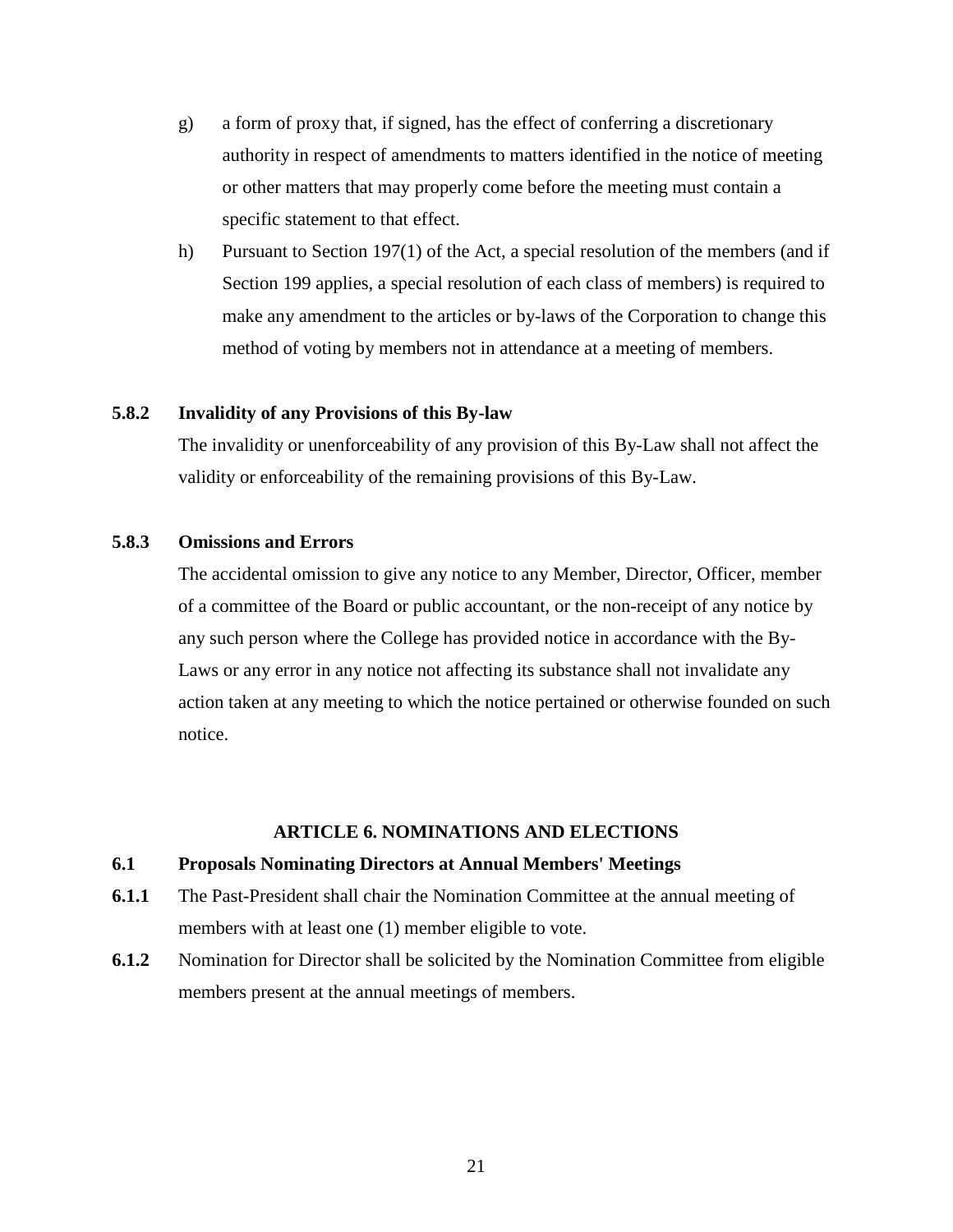g) a form of proxy that, if signed, has the effect of conferring a discretionary authority in respect of amendments to matters identified in the notice of meeting or other matters that may properly come before the meeting must contain a specific statement to that effect.

h) Pursuant to Section 197(1) of the Act, a special resolution of the members (and if Section 199 applies, a special resolution of each class of members) is required to make any amendment to the articles or by-laws of the Corporation to change this method of voting by members not in attendance at a meeting of members.

**5.8.2 Invalidity of any Provisions of this By-law**

The invalidity or unenforceability of any provision of this By-Law shall not affect the validity or enforceability of the remaining provisions of this By-Law.

**5.8.3 Omissions and Errors**

The accidental omission to give any notice to any Member, Director, Officer, member of a committee of the Board or public accountant, or the non-receipt of any notice by any such person where the College has provided notice in accordance with the By-Laws or any error in any notice not affecting its substance shall not invalidate any action taken at any meeting to which the notice pertained or otherwise founded on such notice.

## ARTICLE 6. NOMINATIONS AND ELECTIONS

**6.1 Proposals Nominating Directors at Annual Members' Meetings**

**6.1.1** The Past-President shall chair the Nomination Committee at the annual meeting of members with at least one (1) member eligible to vote.

**6.1.2** Nomination for Director shall be solicited by the Nomination Committee from eligible members present at the annual meetings of members.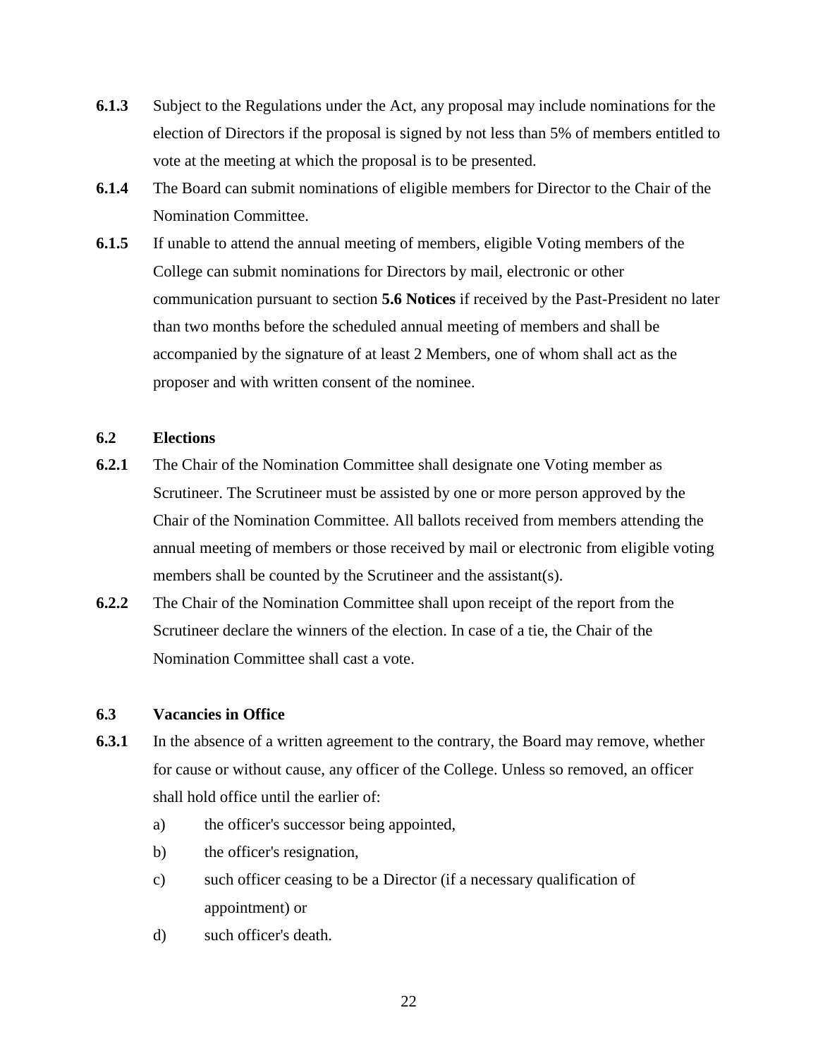**6.1.3** Subject to the Regulations under the Act, any proposal may include nominations for the election of Directors if the proposal is signed by not less than 5% of members entitled to vote at the meeting at which the proposal is to be presented.

**6.1.4** The Board can submit nominations of eligible members for Director to the Chair of the Nomination Committee.

**6.1.5** If unable to attend the annual meeting of members, eligible Voting members of the College can submit nominations for Directors by mail, electronic or other communication pursuant to section **5.6 Notices** if received by the Past-President no later than two months before the scheduled annual meeting of members and shall be accompanied by the signature of at least 2 Members, one of whom shall act as the proposer and with written consent of the nominee.

### 6.2 Elections

**6.2.1** The Chair of the Nomination Committee shall designate one Voting member as Scrutineer. The Scrutineer must be assisted by one or more person approved by the Chair of the Nomination Committee. All ballots received from members attending the annual meeting of members or those received by mail or electronic from eligible voting members shall be counted by the Scrutineer and the assistant(s).

**6.2.2** The Chair of the Nomination Committee shall upon receipt of the report from the Scrutineer declare the winners of the election. In case of a tie, the Chair of the Nomination Committee shall cast a vote.

### 6.3 Vacancies in Office

**6.3.1** In the absence of a written agreement to the contrary, the Board may remove, whether for cause or without cause, any officer of the College. Unless so removed, an officer shall hold office until the earlier of:

a) the officer's successor being appointed,

b) the officer's resignation,

c) such officer ceasing to be a Director (if a necessary qualification of appointment) or

d) such officer's death.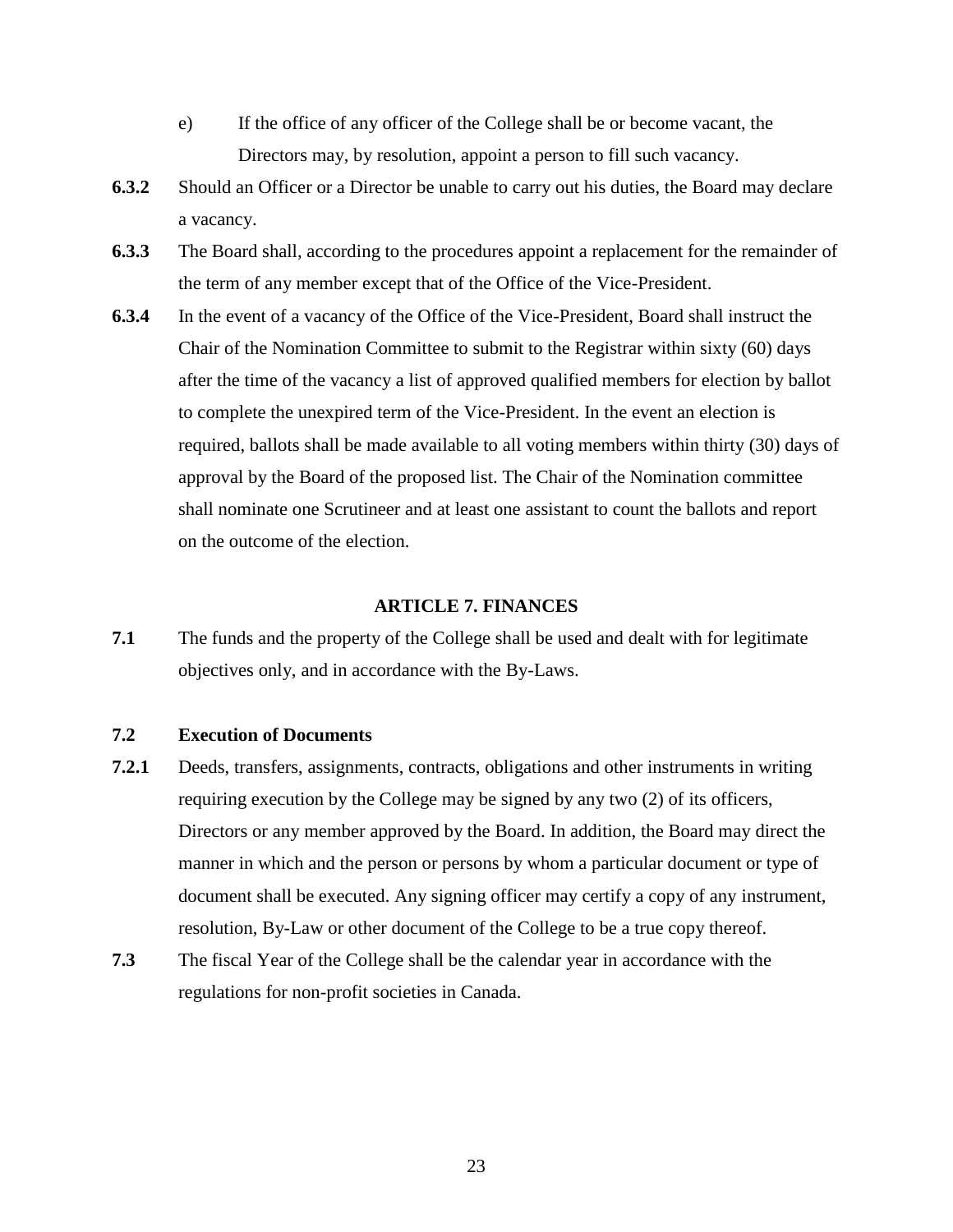e) If the office of any officer of the College shall be or become vacant, the Directors may, by resolution, appoint a person to fill such vacancy.

**6.3.2** Should an Officer or a Director be unable to carry out his duties, the Board may declare a vacancy.

**6.3.3** The Board shall, according to the procedures appoint a replacement for the remainder of the term of any member except that of the Office of the Vice-President.

**6.3.4** In the event of a vacancy of the Office of the Vice-President, Board shall instruct the Chair of the Nomination Committee to submit to the Registrar within sixty (60) days after the time of the vacancy a list of approved qualified members for election by ballot to complete the unexpired term of the Vice-President. In the event an election is required, ballots shall be made available to all voting members within thirty (30) days of approval by the Board of the proposed list. The Chair of the Nomination committee shall nominate one Scrutineer and at least one assistant to count the ballots and report on the outcome of the election.

## ARTICLE 7. FINANCES

**7.1** The funds and the property of the College shall be used and dealt with for legitimate objectives only, and in accordance with the By-Laws.

### 7.2 Execution of Documents

**7.2.1** Deeds, transfers, assignments, contracts, obligations and other instruments in writing requiring execution by the College may be signed by any two (2) of its officers, Directors or any member approved by the Board. In addition, the Board may direct the manner in which and the person or persons by whom a particular document or type of document shall be executed. Any signing officer may certify a copy of any instrument, resolution, By-Law or other document of the College to be a true copy thereof.

**7.3** The fiscal Year of the College shall be the calendar year in accordance with the regulations for non-profit societies in Canada.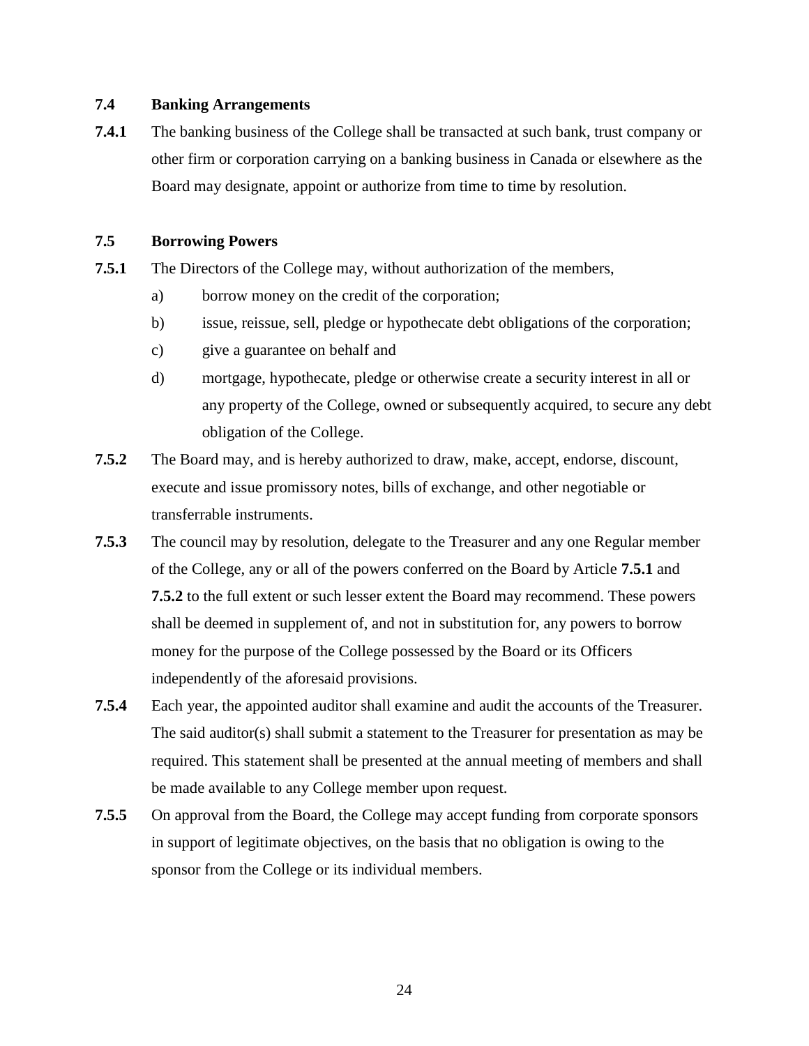### 7.4 Banking Arrangements

**7.4.1** The banking business of the College shall be transacted at such bank, trust company or other firm or corporation carrying on a banking business in Canada or elsewhere as the Board may designate, appoint or authorize from time to time by resolution.

### 7.5 Borrowing Powers

**7.5.1** The Directors of the College may, without authorization of the members,

a) borrow money on the credit of the corporation;

b) issue, reissue, sell, pledge or hypothecate debt obligations of the corporation;

c) give a guarantee on behalf and

d) mortgage, hypothecate, pledge or otherwise create a security interest in all or any property of the College, owned or subsequently acquired, to secure any debt obligation of the College.

**7.5.2** The Board may, and is hereby authorized to draw, make, accept, endorse, discount, execute and issue promissory notes, bills of exchange, and other negotiable or transferrable instruments.

**7.5.3** The council may by resolution, delegate to the Treasurer and any one Regular member of the College, any or all of the powers conferred on the Board by Article **7.5.1** and **7.5.2** to the full extent or such lesser extent the Board may recommend. These powers shall be deemed in supplement of, and not in substitution for, any powers to borrow money for the purpose of the College possessed by the Board or its Officers independently of the aforesaid provisions.

**7.5.4** Each year, the appointed auditor shall examine and audit the accounts of the Treasurer. The said auditor(s) shall submit a statement to the Treasurer for presentation as may be required. This statement shall be presented at the annual meeting of members and shall be made available to any College member upon request.

**7.5.5** On approval from the Board, the College may accept funding from corporate sponsors in support of legitimate objectives, on the basis that no obligation is owing to the sponsor from the College or its individual members.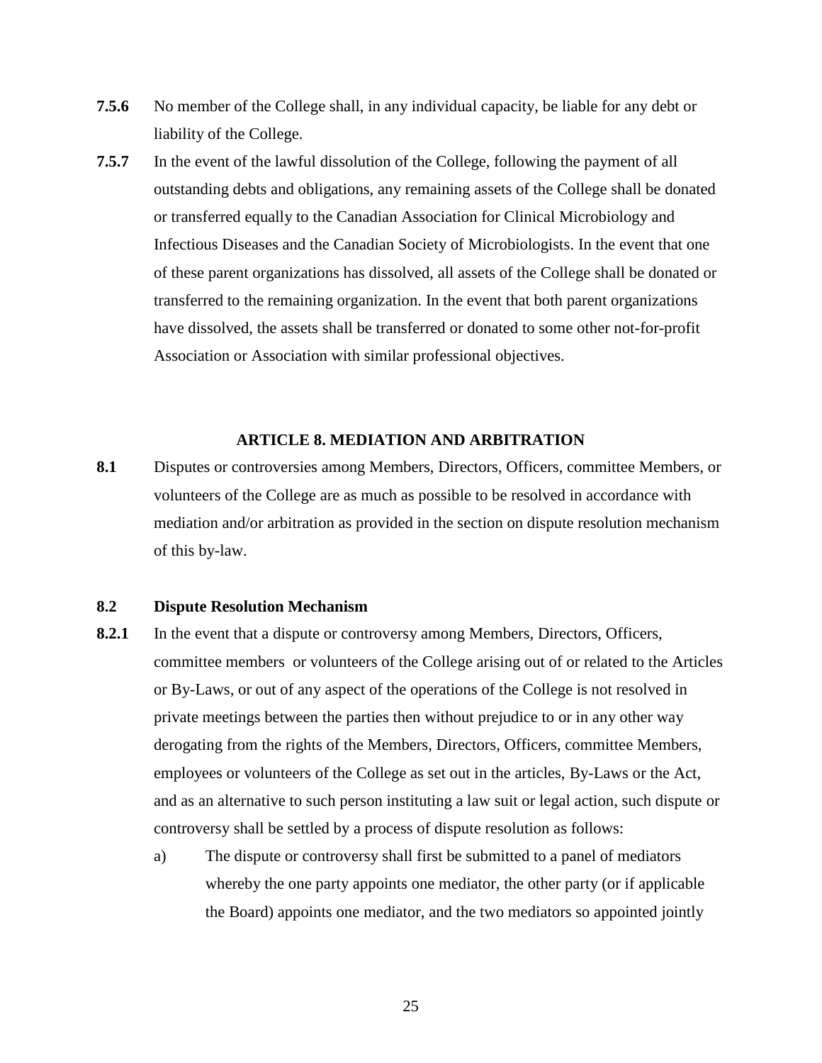**7.5.6** No member of the College shall, in any individual capacity, be liable for any debt or liability of the College.

**7.5.7** In the event of the lawful dissolution of the College, following the payment of all outstanding debts and obligations, any remaining assets of the College shall be donated or transferred equally to the Canadian Association for Clinical Microbiology and Infectious Diseases and the Canadian Society of Microbiologists. In the event that one of these parent organizations has dissolved, all assets of the College shall be donated or transferred to the remaining organization. In the event that both parent organizations have dissolved, the assets shall be transferred or donated to some other not-for-profit Association or Association with similar professional objectives.

## ARTICLE 8. MEDIATION AND ARBITRATION

**8.1** Disputes or controversies among Members, Directors, Officers, committee Members, or volunteers of the College are as much as possible to be resolved in accordance with mediation and/or arbitration as provided in the section on dispute resolution mechanism of this by-law.

**8.2 Dispute Resolution Mechanism**

**8.2.1** In the event that a dispute or controversy among Members, Directors, Officers, committee members or volunteers of the College arising out of or related to the Articles or By-Laws, or out of any aspect of the operations of the College is not resolved in private meetings between the parties then without prejudice to or in any other way derogating from the rights of the Members, Directors, Officers, committee Members, employees or volunteers of the College as set out in the articles, By-Laws or the Act, and as an alternative to such person instituting a law suit or legal action, such dispute or controversy shall be settled by a process of dispute resolution as follows:

a) The dispute or controversy shall first be submitted to a panel of mediators whereby the one party appoints one mediator, the other party (or if applicable the Board) appoints one mediator, and the two mediators so appointed jointly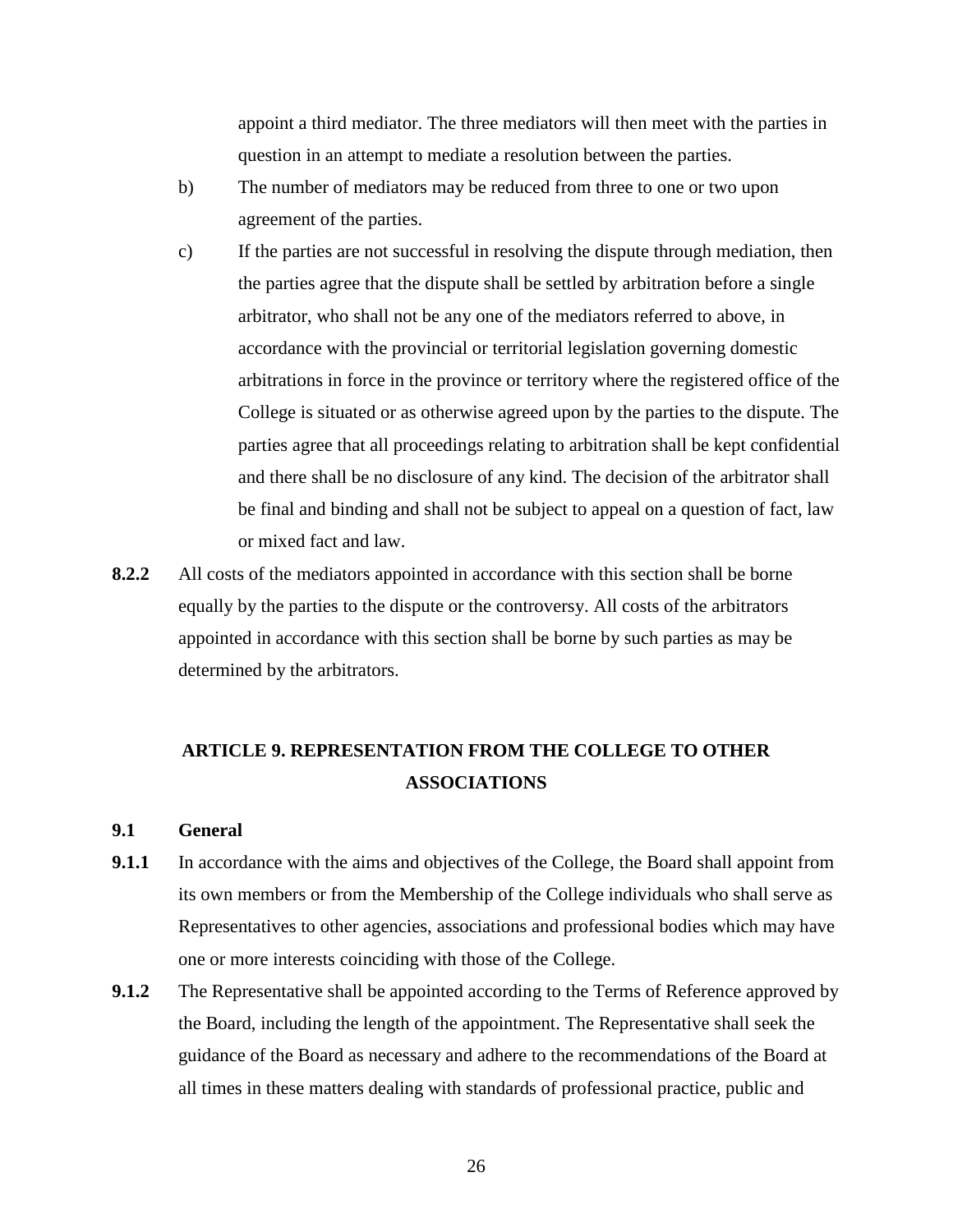appoint a third mediator. The three mediators will then meet with the parties in question in an attempt to mediate a resolution between the parties.

b) The number of mediators may be reduced from three to one or two upon agreement of the parties.

c) If the parties are not successful in resolving the dispute through mediation, then the parties agree that the dispute shall be settled by arbitration before a single arbitrator, who shall not be any one of the mediators referred to above, in accordance with the provincial or territorial legislation governing domestic arbitrations in force in the province or territory where the registered office of the College is situated or as otherwise agreed upon by the parties to the dispute. The parties agree that all proceedings relating to arbitration shall be kept confidential and there shall be no disclosure of any kind. The decision of the arbitrator shall be final and binding and shall not be subject to appeal on a question of fact, law or mixed fact and law.

**8.2.2** All costs of the mediators appointed in accordance with this section shall be borne equally by the parties to the dispute or the controversy. All costs of the arbitrators appointed in accordance with this section shall be borne by such parties as may be determined by the arbitrators.

## ARTICLE 9. REPRESENTATION FROM THE COLLEGE TO OTHER ASSOCIATIONS

### 9.1 General

**9.1.1** In accordance with the aims and objectives of the College, the Board shall appoint from its own members or from the Membership of the College individuals who shall serve as Representatives to other agencies, associations and professional bodies which may have one or more interests coinciding with those of the College.

**9.1.2** The Representative shall be appointed according to the Terms of Reference approved by the Board, including the length of the appointment. The Representative shall seek the guidance of the Board as necessary and adhere to the recommendations of the Board at all times in these matters dealing with standards of professional practice, public and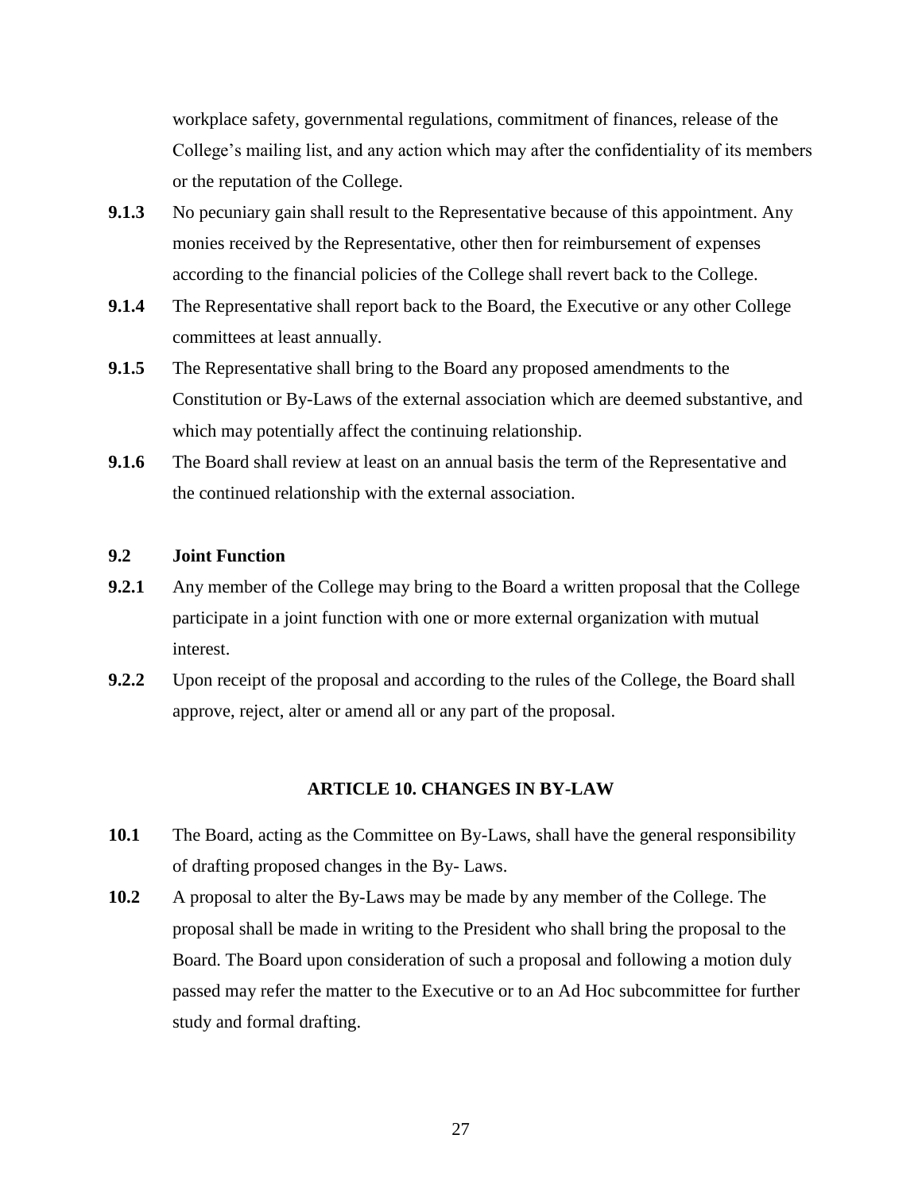workplace safety, governmental regulations, commitment of finances, release of the College's mailing list, and any action which may after the confidentiality of its members or the reputation of the College.

**9.1.3** No pecuniary gain shall result to the Representative because of this appointment. Any monies received by the Representative, other then for reimbursement of expenses according to the financial policies of the College shall revert back to the College.

**9.1.4** The Representative shall report back to the Board, the Executive or any other College committees at least annually.

**9.1.5** The Representative shall bring to the Board any proposed amendments to the Constitution or By-Laws of the external association which are deemed substantive, and which may potentially affect the continuing relationship.

**9.1.6** The Board shall review at least on an annual basis the term of the Representative and the continued relationship with the external association.

### 9.2 Joint Function

**9.2.1** Any member of the College may bring to the Board a written proposal that the College participate in a joint function with one or more external organization with mutual interest.

**9.2.2** Upon receipt of the proposal and according to the rules of the College, the Board shall approve, reject, alter or amend all or any part of the proposal.

## ARTICLE 10. CHANGES IN BY-LAW

**10.1** The Board, acting as the Committee on By-Laws, shall have the general responsibility of drafting proposed changes in the By- Laws.

**10.2** A proposal to alter the By-Laws may be made by any member of the College. The proposal shall be made in writing to the President who shall bring the proposal to the Board. The Board upon consideration of such a proposal and following a motion duly passed may refer the matter to the Executive or to an Ad Hoc subcommittee for further study and formal drafting.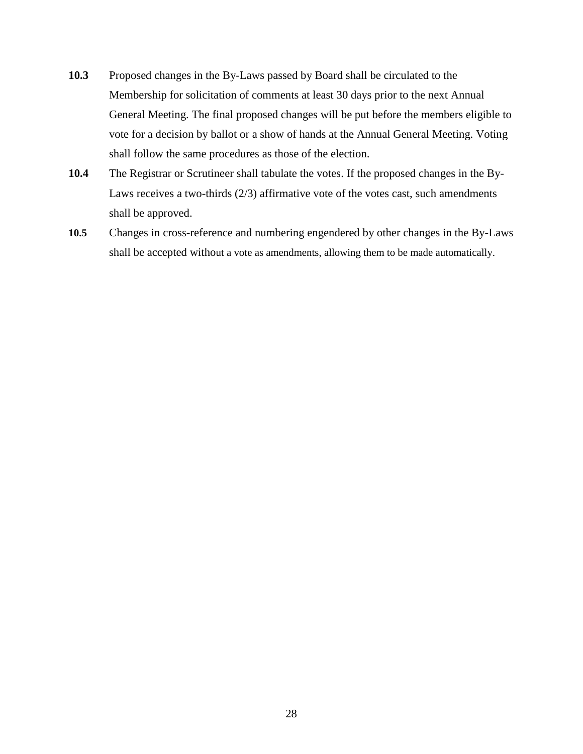**10.3** Proposed changes in the By-Laws passed by Board shall be circulated to the Membership for solicitation of comments at least 30 days prior to the next Annual General Meeting. The final proposed changes will be put before the members eligible to vote for a decision by ballot or a show of hands at the Annual General Meeting. Voting shall follow the same procedures as those of the election.

**10.4** The Registrar or Scrutineer shall tabulate the votes. If the proposed changes in the By-Laws receives a two-thirds (2/3) affirmative vote of the votes cast, such amendments shall be approved.

**10.5** Changes in cross-reference and numbering engendered by other changes in the By-Laws shall be accepted without a vote as amendments, allowing them to be made automatically.